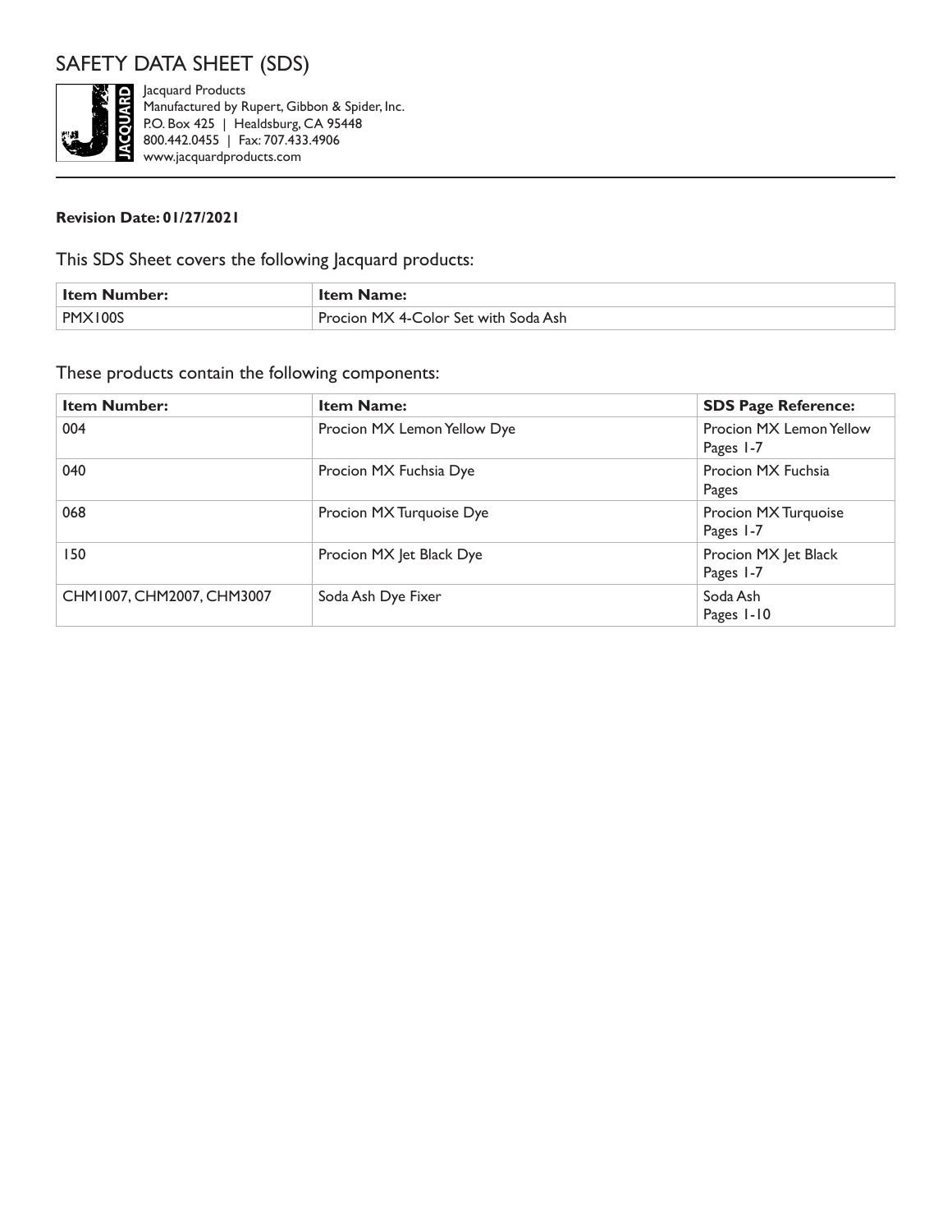# SAFETY DATA SHEET (SDS)

Jacquard Products
Manufactured by Rupert, Gibbon & Spider, Inc.
P.O. Box 425 | Healdsburg, CA 95448
800.442.0455 | Fax: 707.433.4906
www.jacquardproducts.com

**Revision Date: 01/27/2021**

This SDS Sheet covers the following Jacquard products:

| Item Number: | Item Name: |
| --- | --- |
| PMX100S | Procion MX 4-Color Set with Soda Ash |

These products contain the following components:

| Item Number: | Item Name: | SDS Page Reference: |
| --- | --- | --- |
| 004 | Procion MX Lemon Yellow Dye | Procion MX Lemon Yellow Pages 1-7 |
| 040 | Procion MX Fuchsia Dye | Procion MX Fuchsia Pages |
| 068 | Procion MX Turquoise Dye | Procion MX Turquoise Pages 1-7 |
| 150 | Procion MX Jet Black Dye | Procion MX Jet Black Pages 1-7 |
| CHM1007, CHM2007, CHM3007 | Soda Ash Dye Fixer | Soda Ash Pages 1-10 |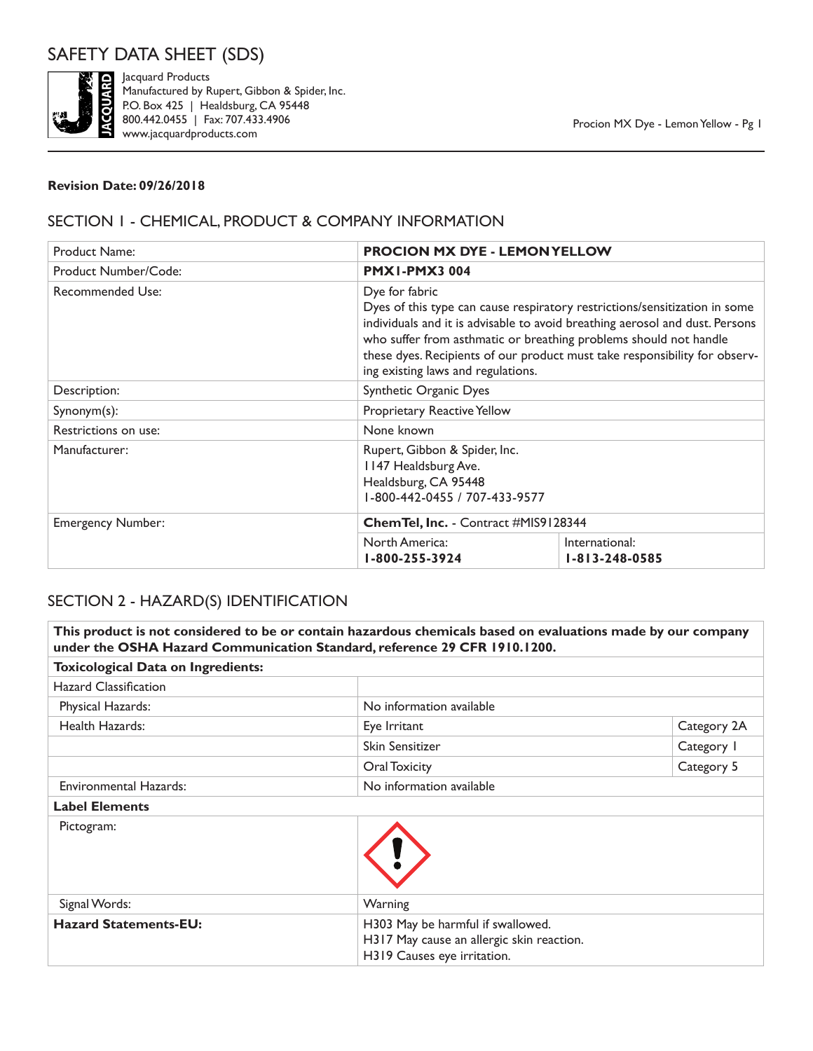# SAFETY DATA SHEET (SDS)

Jacquard Products
Manufactured by Rupert, Gibbon & Spider, Inc.
P.O. Box 425 | Healdsburg, CA 95448
800.442.0455 | Fax: 707.433.4906
www.jacquardproducts.com

**Revision Date: 09/26/2018**

## SECTION 1 - CHEMICAL, PRODUCT & COMPANY INFORMATION

| | | |
|---|---|---|
| Product Name: | **PROCION MX DYE - LEMON YELLOW** | |
| Product Number/Code: | **PMX1-PMX3 004** | |
| Recommended Use: | Dye for fabric<br>Dyes of this type can cause respiratory restrictions/sensitization in some individuals and it is advisable to avoid breathing aerosol and dust. Persons who suffer from asthmatic or breathing problems should not handle these dyes. Recipients of our product must take responsibility for observing existing laws and regulations. | |
| Description: | Synthetic Organic Dyes | |
| Synonym(s): | Proprietary Reactive Yellow | |
| Restrictions on use: | None known | |
| Manufacturer: | Rupert, Gibbon & Spider, Inc.<br>1147 Healdsburg Ave.<br>Healdsburg, CA 95448<br>1-800-442-0455 / 707-433-9577 | |
| Emergency Number: | **ChemTel, Inc.** - Contract #MIS9128344 | |
| | North America:<br>**1-800-255-3924** | International:<br>**1-813-248-0585** |

## SECTION 2 - HAZARD(S) IDENTIFICATION

| | | |
|---|---|---|
| **This product is not considered to be or contain hazardous chemicals based on evaluations made by our company under the OSHA Hazard Communication Standard, reference 29 CFR 1910.1200.** | | |
| **Toxicological Data on Ingredients:** | | |
| Hazard Classification | | |
| Physical Hazards: | No information available | |
| Health Hazards: | Eye Irritant | Category 2A |
| | Skin Sensitizer | Category 1 |
| | Oral Toxicity | Category 5 |
| Environmental Hazards: | No information available | |
| **Label Elements** | | |
| Pictogram: | | |
| Signal Words: | Warning | |
| **Hazard Statements-EU:** | H303 May be harmful if swallowed.<br>H317 May cause an allergic skin reaction.<br>H319 Causes eye irritation. | |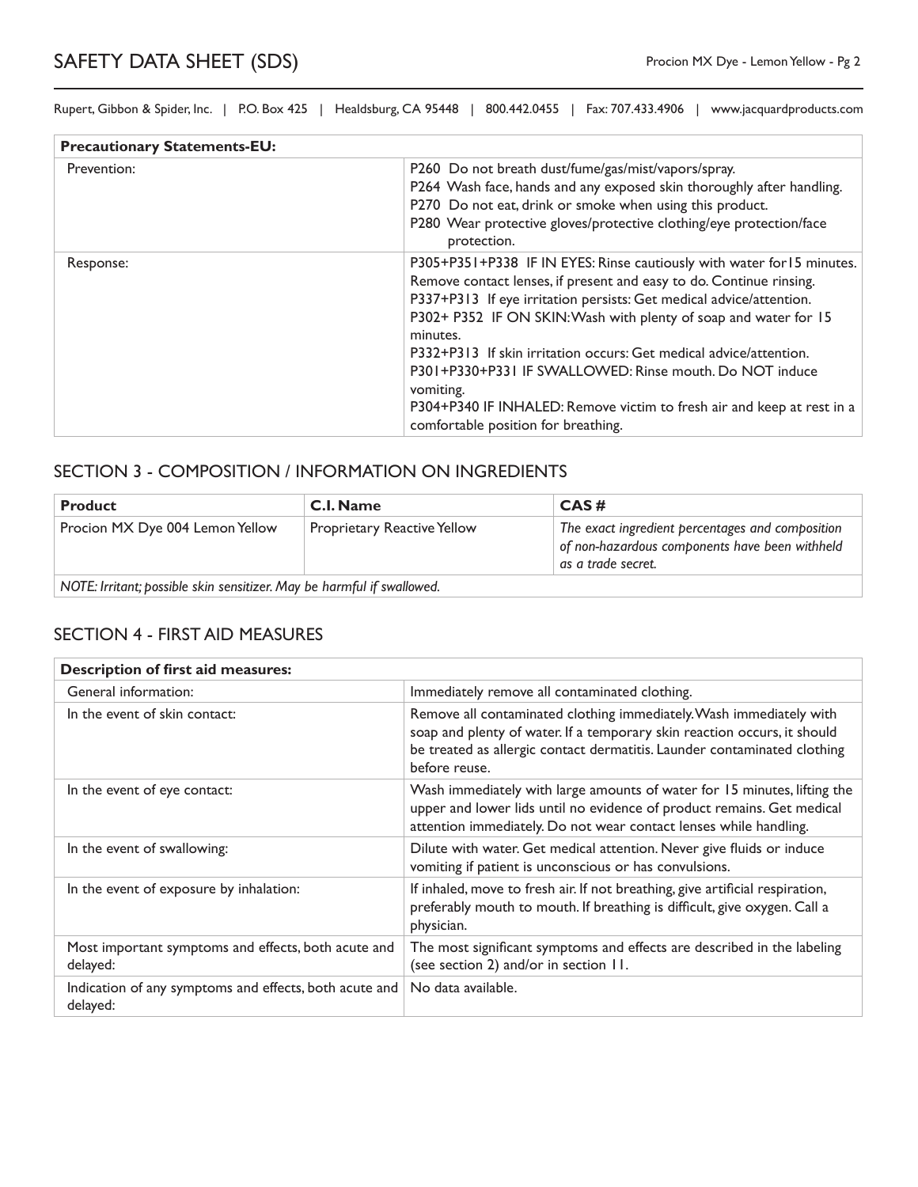| Precautionary Statements-EU: | |
|---|---|
| Prevention: | P260 Do not breath dust/fume/gas/mist/vapors/spray.<br>P264 Wash face, hands and any exposed skin thoroughly after handling.<br>P270 Do not eat, drink or smoke when using this product.<br>P280 Wear protective gloves/protective clothing/eye protection/face protection. |
| Response: | P305+P351+P338 IF IN EYES: Rinse cautiously with water for15 minutes. Remove contact lenses, if present and easy to do. Continue rinsing.<br>P337+P313 If eye irritation persists: Get medical advice/attention.<br>P302+ P352 IF ON SKIN: Wash with plenty of soap and water for 15 minutes.<br>P332+P313 If skin irritation occurs: Get medical advice/attention.<br>P301+P330+P331 IF SWALLOWED: Rinse mouth. Do NOT induce vomiting.<br>P304+P340 IF INHALED: Remove victim to fresh air and keep at rest in a comfortable position for breathing. |

## SECTION 3 - COMPOSITION / INFORMATION ON INGREDIENTS

| Product | C.I. Name | CAS # |
|---|---|---|
| Procion MX Dye 004 Lemon Yellow | Proprietary Reactive Yellow | *The exact ingredient percentages and composition of non-hazardous components have been withheld as a trade secret.* |
| *NOTE: Irritant; possible skin sensitizer. May be harmful if swallowed.* | | |

## SECTION 4 - FIRST AID MEASURES

| Description of first aid measures: | |
|---|---|
| General information: | Immediately remove all contaminated clothing. |
| In the event of skin contact: | Remove all contaminated clothing immediately. Wash immediately with soap and plenty of water. If a temporary skin reaction occurs, it should be treated as allergic contact dermatitis. Launder contaminated clothing before reuse. |
| In the event of eye contact: | Wash immediately with large amounts of water for 15 minutes, lifting the upper and lower lids until no evidence of product remains. Get medical attention immediately. Do not wear contact lenses while handling. |
| In the event of swallowing: | Dilute with water. Get medical attention. Never give fluids or induce vomiting if patient is unconscious or has convulsions. |
| In the event of exposure by inhalation: | If inhaled, move to fresh air. If not breathing, give artificial respiration, preferably mouth to mouth. If breathing is difficult, give oxygen. Call a physician. |
| Most important symptoms and effects, both acute and delayed: | The most significant symptoms and effects are described in the labeling (see section 2) and/or in section 11. |
| Indication of any symptoms and effects, both acute and delayed: | No data available. |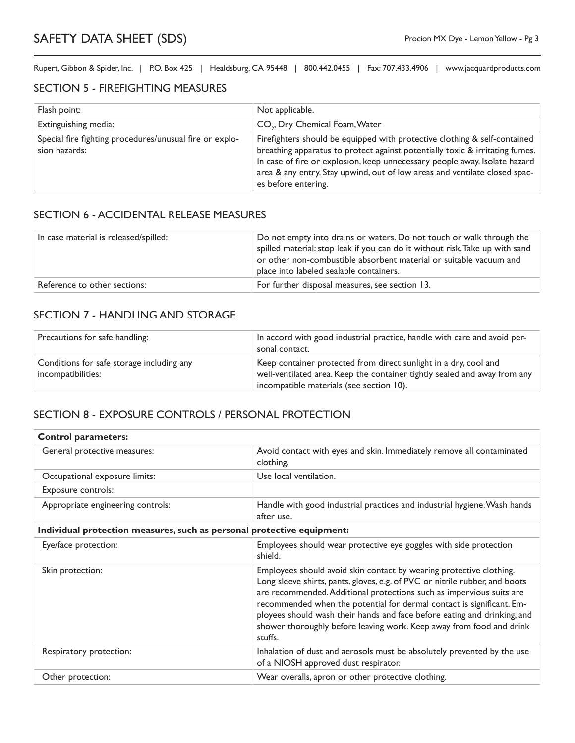Rupert, Gibbon & Spider, Inc. | P.O. Box 425 | Healdsburg, CA 95448 | 800.442.0455 | Fax: 707.433.4906 | www.jacquardproducts.com

## SECTION 5 - FIREFIGHTING MEASURES

| | |
|---|---|
| Flash point: | Not applicable. |
| Extinguishing media: | $CO_2$, Dry Chemical Foam, Water |
| Special fire fighting procedures/unusual fire or explosion hazards: | Firefighters should be equipped with protective clothing & self-contained breathing apparatus to protect against potentially toxic & irritating fumes. In case of fire or explosion, keep unnecessary people away. Isolate hazard area & any entry. Stay upwind, out of low areas and ventilate closed spaces before entering. |

## SECTION 6 - ACCIDENTAL RELEASE MEASURES

| | |
|---|---|
| In case material is released/spilled: | Do not empty into drains or waters. Do not touch or walk through the spilled material: stop leak if you can do it without risk. Take up with sand or other non-combustible absorbent material or suitable vacuum and place into labeled sealable containers. |
| Reference to other sections: | For further disposal measures, see section 13. |

## SECTION 7 - HANDLING AND STORAGE

| | |
|---|---|
| Precautions for safe handling: | In accord with good industrial practice, handle with care and avoid personal contact. |
| Conditions for safe storage including any incompatibilities: | Keep container protected from direct sunlight in a dry, cool and well-ventilated area. Keep the container tightly sealed and away from any incompatible materials (see section 10). |

## SECTION 8 - EXPOSURE CONTROLS / PERSONAL PROTECTION

| **Control parameters:** | |
|---|---|
| General protective measures: | Avoid contact with eyes and skin. Immediately remove all contaminated clothing. |
| Occupational exposure limits: | Use local ventilation. |
| Exposure controls: | |
| Appropriate engineering controls: | Handle with good industrial practices and industrial hygiene. Wash hands after use. |
| **Individual protection measures, such as personal protective equipment:** | |
| Eye/face protection: | Employees should wear protective eye goggles with side protection shield. |
| Skin protection: | Employees should avoid skin contact by wearing protective clothing. Long sleeve shirts, pants, gloves, e.g. of PVC or nitrile rubber, and boots are recommended. Additional protections such as impervious suits are recommended when the potential for dermal contact is significant. Employees should wash their hands and face before eating and drinking, and shower thoroughly before leaving work. Keep away from food and drink stuffs. |
| Respiratory protection: | Inhalation of dust and aerosols must be absolutely prevented by the use of a NIOSH approved dust respirator. |
| Other protection: | Wear overalls, apron or other protective clothing. |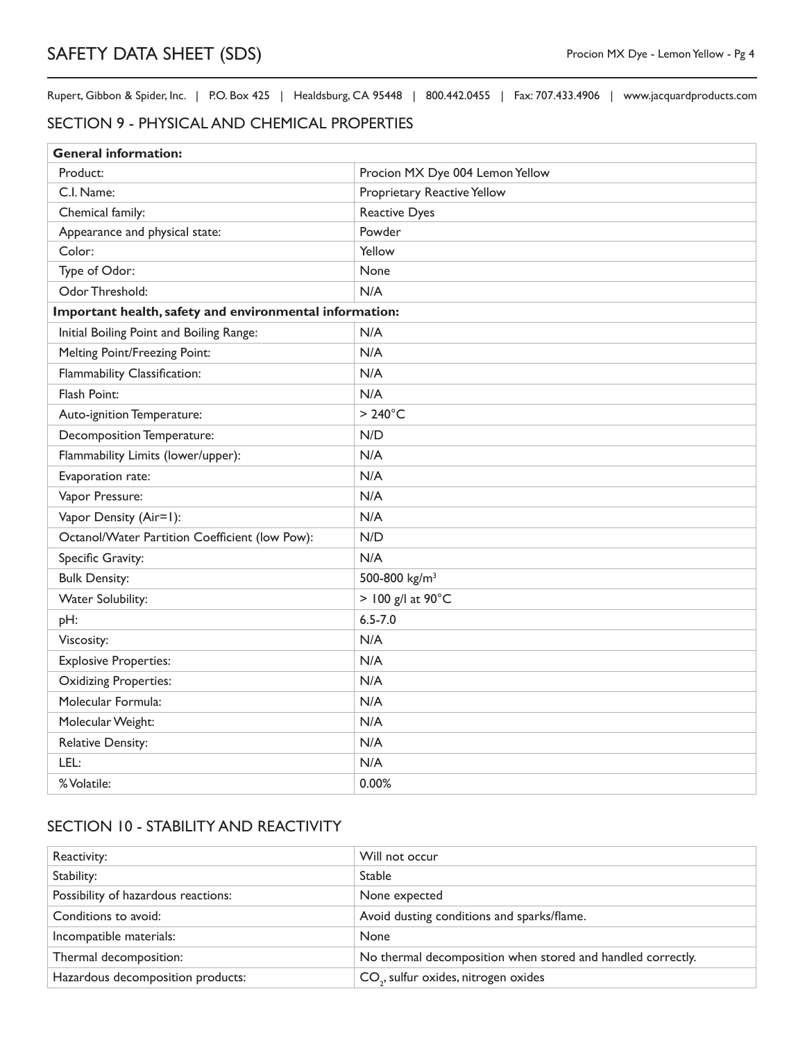## SECTION 9 - PHYSICAL AND CHEMICAL PROPERTIES

| **General information:** | |
|---|---|
| Product: | Procion MX Dye 004 Lemon Yellow |
| C.I. Name: | Proprietary Reactive Yellow |
| Chemical family: | Reactive Dyes |
| Appearance and physical state: | Powder |
| Color: | Yellow |
| Type of Odor: | None |
| Odor Threshold: | N/A |
| **Important health, safety and environmental information:** | |
| Initial Boiling Point and Boiling Range: | N/A |
| Melting Point/Freezing Point: | N/A |
| Flammability Classification: | N/A |
| Flash Point: | N/A |
| Auto-ignition Temperature: | > 240°C |
| Decomposition Temperature: | N/D |
| Flammability Limits (lower/upper): | N/A |
| Evaporation rate: | N/A |
| Vapor Pressure: | N/A |
| Vapor Density (Air=1): | N/A |
| Octanol/Water Partition Coefficient (low Pow): | N/D |
| Specific Gravity: | N/A |
| Bulk Density: | 500-800 $kg/m^3$ |
| Water Solubility: | > 100 g/l at 90°C |
| pH: | 6.5-7.0 |
| Viscosity: | N/A |
| Explosive Properties: | N/A |
| Oxidizing Properties: | N/A |
| Molecular Formula: | N/A |
| Molecular Weight: | N/A |
| Relative Density: | N/A |
| LEL: | N/A |
| % Volatile: | 0.00% |

## SECTION 10 - STABILITY AND REACTIVITY

| | |
|---|---|
| Reactivity: | Will not occur |
| Stability: | Stable |
| Possibility of hazardous reactions: | None expected |
| Conditions to avoid: | Avoid dusting conditions and sparks/flame. |
| Incompatible materials: | None |
| Thermal decomposition: | No thermal decomposition when stored and handled correctly. |
| Hazardous decomposition products: | $CO_2$, sulfur oxides, nitrogen oxides |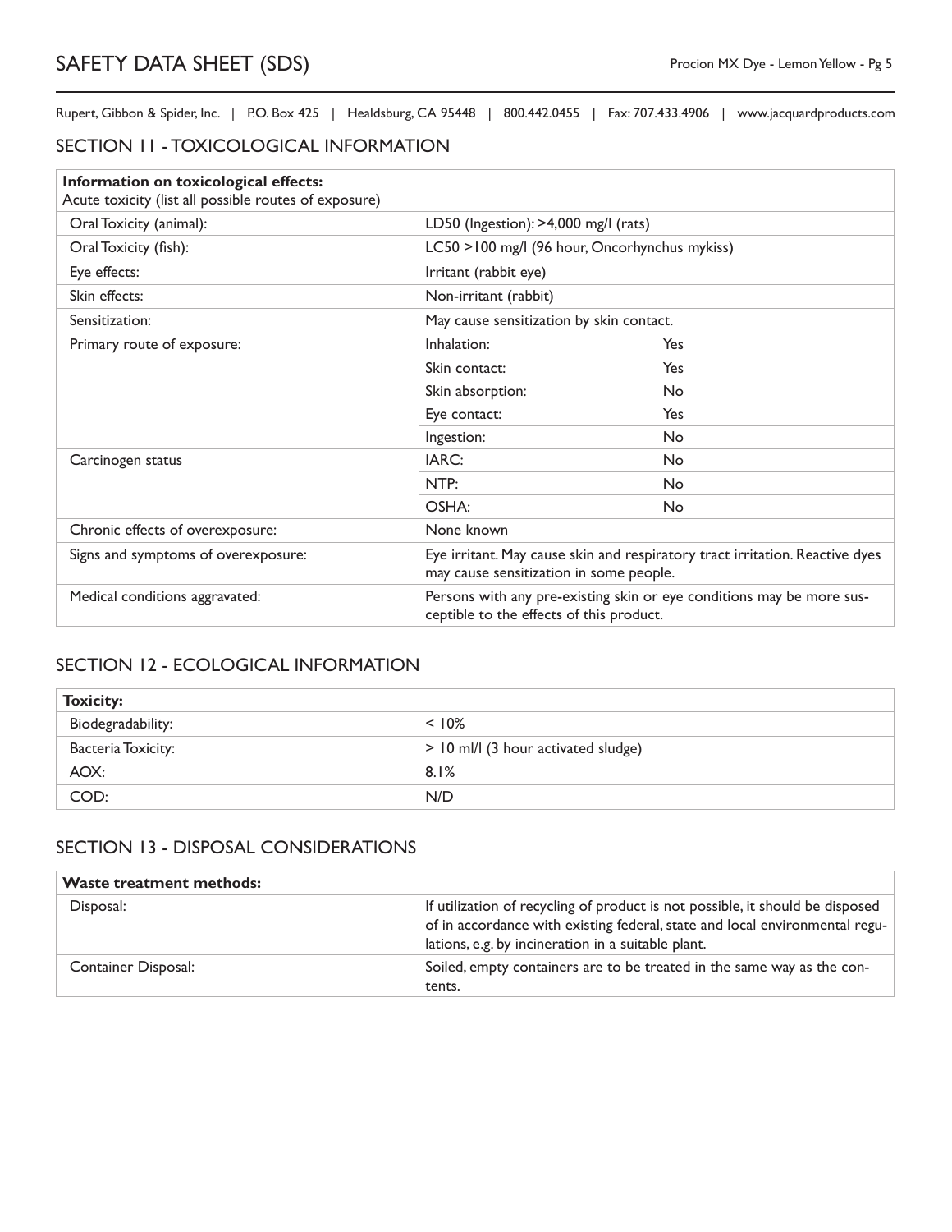## SECTION 11 - TOXICOLOGICAL INFORMATION

| **Information on toxicological effects:**<br>Acute toxicity (list all possible routes of exposure) | | |
|---|---|---|
| Oral Toxicity (animal): | LD50 (Ingestion): >4,000 mg/l (rats) | |
| Oral Toxicity (fish): | LC50 >100 mg/l (96 hour, Oncorhynchus mykiss) | |
| Eye effects: | Irritant (rabbit eye) | |
| Skin effects: | Non-irritant (rabbit) | |
| Sensitization: | May cause sensitization by skin contact. | |
| Primary route of exposure: | Inhalation: | Yes |
| | Skin contact: | Yes |
| | Skin absorption: | No |
| | Eye contact: | Yes |
| | Ingestion: | No |
| Carcinogen status | IARC: | No |
| | NTP: | No |
| | OSHA: | No |
| Chronic effects of overexposure: | None known | |
| Signs and symptoms of overexposure: | Eye irritant. May cause skin and respiratory tract irritation. Reactive dyes may cause sensitization in some people. | |
| Medical conditions aggravated: | Persons with any pre-existing skin or eye conditions may be more susceptible to the effects of this product. | |

## SECTION 12 - ECOLOGICAL INFORMATION

| **Toxicity:** | |
|---|---|
| Biodegradability: | < 10% |
| Bacteria Toxicity: | > 10 ml/l (3 hour activated sludge) |
| AOX: | 8.1% |
| COD: | N/D |

## SECTION 13 - DISPOSAL CONSIDERATIONS

| **Waste treatment methods:** | |
|---|---|
| Disposal: | If utilization of recycling of product is not possible, it should be disposed of in accordance with existing federal, state and local environmental regulations, e.g. by incineration in a suitable plant. |
| Container Disposal: | Soiled, empty containers are to be treated in the same way as the contents. |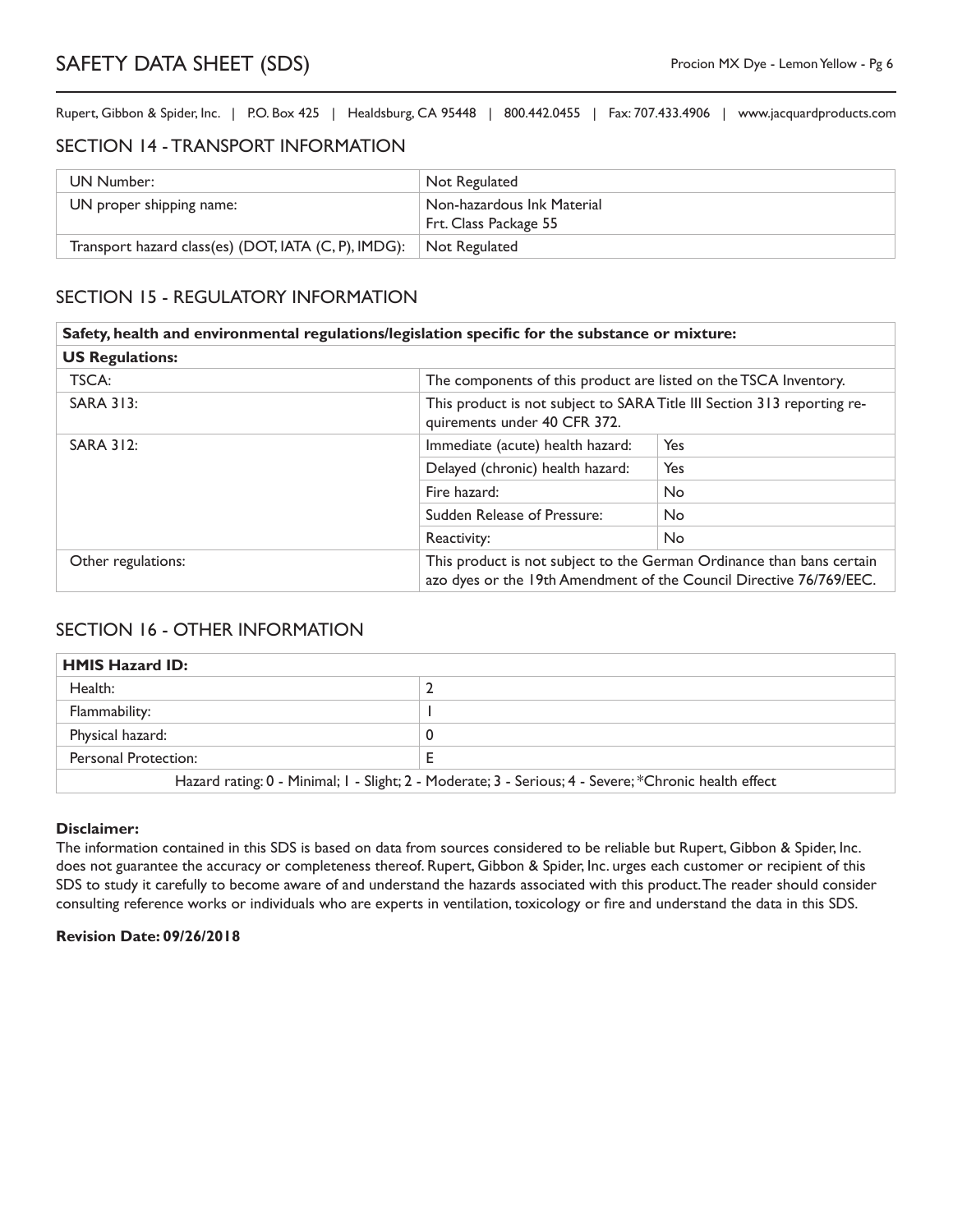## SECTION 14 - TRANSPORT INFORMATION

| | |
|---|---|
| UN Number: | Not Regulated |
| UN proper shipping name: | Non-hazardous Ink Material<br>Frt. Class Package 55 |
| Transport hazard class(es) (DOT, IATA (C, P), IMDG): | Not Regulated |

## SECTION 15 - REGULATORY INFORMATION

| **Safety, health and environmental regulations/legislation specific for the substance or mixture:** | | |
|---|---|---|
| **US Regulations:** | | |
| TSCA: | The components of this product are listed on the TSCA Inventory. | |
| SARA 313: | This product is not subject to SARA Title III Section 313 reporting requirements under 40 CFR 372. | |
| SARA 312: | Immediate (acute) health hazard: | Yes |
| | Delayed (chronic) health hazard: | Yes |
| | Fire hazard: | No |
| | Sudden Release of Pressure: | No |
| | Reactivity: | No |
| Other regulations: | This product is not subject to the German Ordinance than bans certain azo dyes or the 19th Amendment of the Council Directive 76/769/EEC. | |

## SECTION 16 - OTHER INFORMATION

| **HMIS Hazard ID:** | |
|---|---|
| Health: | 2 |
| Flammability: | 1 |
| Physical hazard: | 0 |
| Personal Protection: | E |
| Hazard rating: 0 - Minimal; 1 - Slight; 2 - Moderate; 3 - Serious; 4 - Severe; *Chronic health effect | |

**Disclaimer:**

The information contained in this SDS is based on data from sources considered to be reliable but Rupert, Gibbon & Spider, Inc. does not guarantee the accuracy or completeness thereof. Rupert, Gibbon & Spider, Inc. urges each customer or recipient of this SDS to study it carefully to become aware of and understand the hazards associated with this product. The reader should consider consulting reference works or individuals who are experts in ventilation, toxicology or fire and understand the data in this SDS.

**Revision Date: 09/26/2018**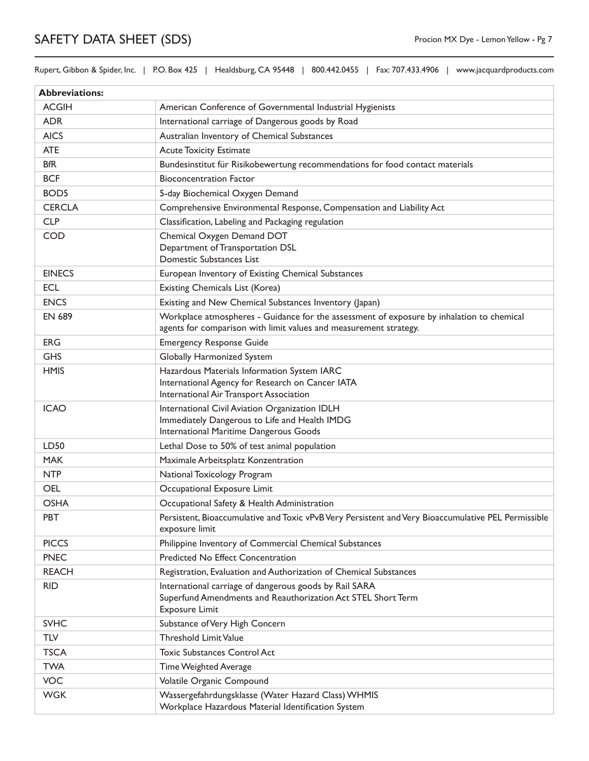| Abbreviations: | |
|---|---|
| ACGIH | American Conference of Governmental Industrial Hygienists |
| ADR | International carriage of Dangerous goods by Road |
| AICS | Australian Inventory of Chemical Substances |
| ATE | Acute Toxicity Estimate |
| BfR | Bundesinstitut für Risikobewertung recommendations for food contact materials |
| BCF | Bioconcentration Factor |
| BOD5 | 5-day Biochemical Oxygen Demand |
| CERCLA | Comprehensive Environmental Response, Compensation and Liability Act |
| CLP | Classification, Labeling and Packaging regulation |
| COD | Chemical Oxygen Demand DOT Department of Transportation DSL Domestic Substances List |
| EINECS | European Inventory of Existing Chemical Substances |
| ECL | Existing Chemicals List (Korea) |
| ENCS | Existing and New Chemical Substances Inventory (Japan) |
| EN 689 | Workplace atmospheres - Guidance for the assessment of exposure by inhalation to chemical agents for comparison with limit values and measurement strategy. |
| ERG | Emergency Response Guide |
| GHS | Globally Harmonized System |
| HMIS | Hazardous Materials Information System IARC International Agency for Research on Cancer IATA International Air Transport Association |
| ICAO | International Civil Aviation Organization IDLH Immediately Dangerous to Life and Health IMDG International Maritime Dangerous Goods |
| LD50 | Lethal Dose to 50% of test animal population |
| MAK | Maximale Arbeitsplatz Konzentration |
| NTP | National Toxicology Program |
| OEL | Occupational Exposure Limit |
| OSHA | Occupational Safety & Health Administration |
| PBT | Persistent, Bioaccumulative and Toxic vPvB Very Persistent and Very Bioaccumulative PEL Permissible exposure limit |
| PICCS | Philippine Inventory of Commercial Chemical Substances |
| PNEC | Predicted No Effect Concentration |
| REACH | Registration, Evaluation and Authorization of Chemical Substances |
| RID | International carriage of dangerous goods by Rail SARA Superfund Amendments and Reauthorization Act STEL Short Term Exposure Limit |
| SVHC | Substance of Very High Concern |
| TLV | Threshold Limit Value |
| TSCA | Toxic Substances Control Act |
| TWA | Time Weighted Average |
| VOC | Volatile Organic Compound |
| WGK | Wassergefahrdungsklasse (Water Hazard Class) WHMIS Workplace Hazardous Material Identification System |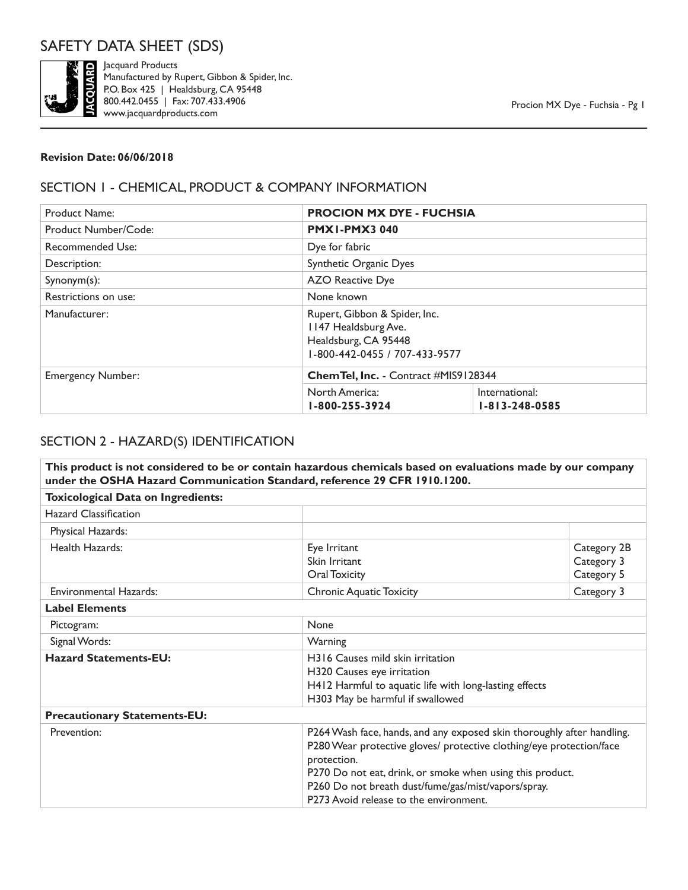# SAFETY DATA SHEET (SDS)

Jacquard Products
Manufactured by Rupert, Gibbon & Spider, Inc.
P.O. Box 425 | Healdsburg, CA 95448
800.442.0455 | Fax: 707.433.4906
www.jacquardproducts.com

**Revision Date: 06/06/2018**

## SECTION 1 - CHEMICAL, PRODUCT & COMPANY INFORMATION

| Product Name: | **PROCION MX DYE - FUCHSIA** | |
|---|---|---|
| Product Number/Code: | **PMX1-PMX3 040** | |
| Recommended Use: | Dye for fabric | |
| Description: | Synthetic Organic Dyes | |
| Synonym(s): | AZO Reactive Dye | |
| Restrictions on use: | None known | |
| Manufacturer: | Rupert, Gibbon & Spider, Inc.<br>1147 Healdsburg Ave.<br>Healdsburg, CA 95448<br>1-800-442-0455 / 707-433-9577 | |
| Emergency Number: | **ChemTel, Inc.** - Contract #MIS9128344 | |
| | North America:<br>**1-800-255-3924** | International:<br>**1-813-248-0585** |

## SECTION 2 - HAZARD(S) IDENTIFICATION

**This product is not considered to be or contain hazardous chemicals based on evaluations made by our company under the OSHA Hazard Communication Standard, reference 29 CFR 1910.1200.**

| **Toxicological Data on Ingredients:** | | |
|---|---|---|
| Hazard Classification | | |
| Physical Hazards: | | |
| Health Hazards: | Eye Irritant<br>Skin Irritant<br>Oral Toxicity | Category 2B<br>Category 3<br>Category 5 |
| Environmental Hazards: | Chronic Aquatic Toxicity | Category 3 |
| **Label Elements** | | |
| Pictogram: | None | |
| Signal Words: | Warning | |
| **Hazard Statements-EU:** | H316 Causes mild skin irritation<br>H320 Causes eye irritation<br>H412 Harmful to aquatic life with long-lasting effects<br>H303 May be harmful if swallowed | |
| **Precautionary Statements-EU:** | | |
| Prevention: | P264 Wash face, hands, and any exposed skin thoroughly after handling.<br>P280 Wear protective gloves/ protective clothing/eye protection/face protection.<br>P270 Do not eat, drink, or smoke when using this product.<br>P260 Do not breath dust/fume/gas/mist/vapors/spray.<br>P273 Avoid release to the environment. | |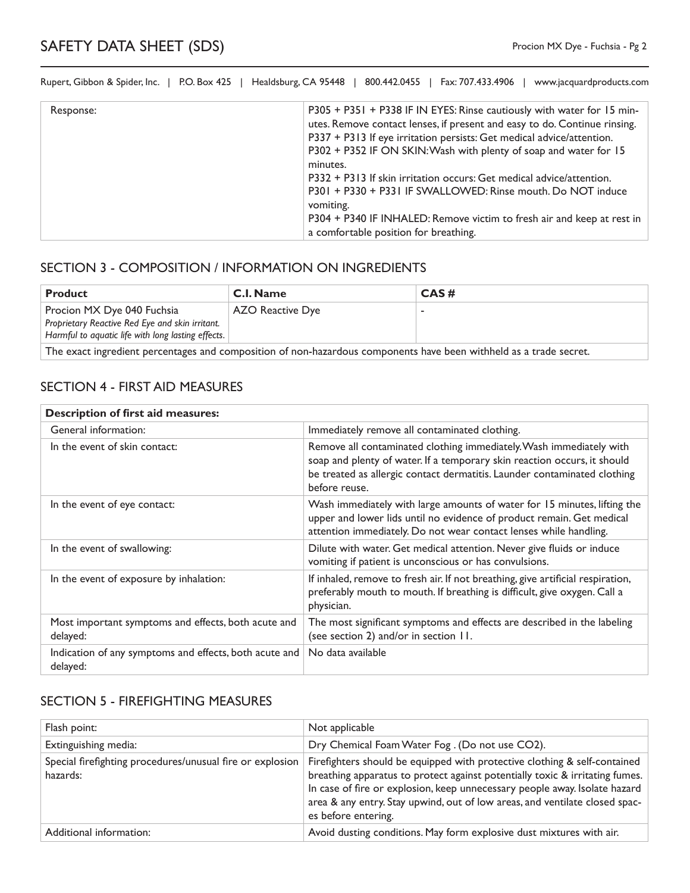| Response: | P305 + P351 + P338 IF IN EYES: Rinse cautiously with water for 15 minutes. Remove contact lenses, if present and easy to do. Continue rinsing.<br>P337 + P313 If eye irritation persists: Get medical advice/attention.<br>P302 + P352 IF ON SKIN: Wash with plenty of soap and water for 15 minutes.<br>P332 + P313 If skin irritation occurs: Get medical advice/attention.<br>P301 + P330 + P331 IF SWALLOWED: Rinse mouth. Do NOT induce vomiting.<br>P304 + P340 IF INHALED: Remove victim to fresh air and keep at rest in a comfortable position for breathing. |
|---|---|

## SECTION 3 - COMPOSITION / INFORMATION ON INGREDIENTS

| **Product** | **C.I. Name** | **CAS #** |
|---|---|---|
| Procion MX Dye 040 Fuchsia<br>*Proprietary Reactive Red Eye and skin irritant. Harmful to aquatic life with long lasting effects.* | AZO Reactive Dye | - |
| The exact ingredient percentages and composition of non-hazardous components have been withheld as a trade secret. | | |

## SECTION 4 - FIRST AID MEASURES

| **Description of first aid measures:** | |
|---|---|
| General information: | Immediately remove all contaminated clothing. |
| In the event of skin contact: | Remove all contaminated clothing immediately. Wash immediately with soap and plenty of water. If a temporary skin reaction occurs, it should be treated as allergic contact dermatitis. Launder contaminated clothing before reuse. |
| In the event of eye contact: | Wash immediately with large amounts of water for 15 minutes, lifting the upper and lower lids until no evidence of product remain. Get medical attention immediately. Do not wear contact lenses while handling. |
| In the event of swallowing: | Dilute with water. Get medical attention. Never give fluids or induce vomiting if patient is unconscious or has convulsions. |
| In the event of exposure by inhalation: | If inhaled, remove to fresh air. If not breathing, give artificial respiration, preferably mouth to mouth. If breathing is difficult, give oxygen. Call a physician. |
| Most important symptoms and effects, both acute and delayed: | The most significant symptoms and effects are described in the labeling (see section 2) and/or in section 11. |
| Indication of any symptoms and effects, both acute and delayed: | No data available |

## SECTION 5 - FIREFIGHTING MEASURES

| Flash point: | Not applicable |
|---|---|
| Extinguishing media: | Dry Chemical Foam Water Fog . (Do not use $CO_2$). |
| Special firefighting procedures/unusual fire or explosion hazards: | Firefighters should be equipped with protective clothing & self-contained breathing apparatus to protect against potentially toxic & irritating fumes. In case of fire or explosion, keep unnecessary people away. Isolate hazard area & any entry. Stay upwind, out of low areas, and ventilate closed spaces before entering. |
| Additional information: | Avoid dusting conditions. May form explosive dust mixtures with air. |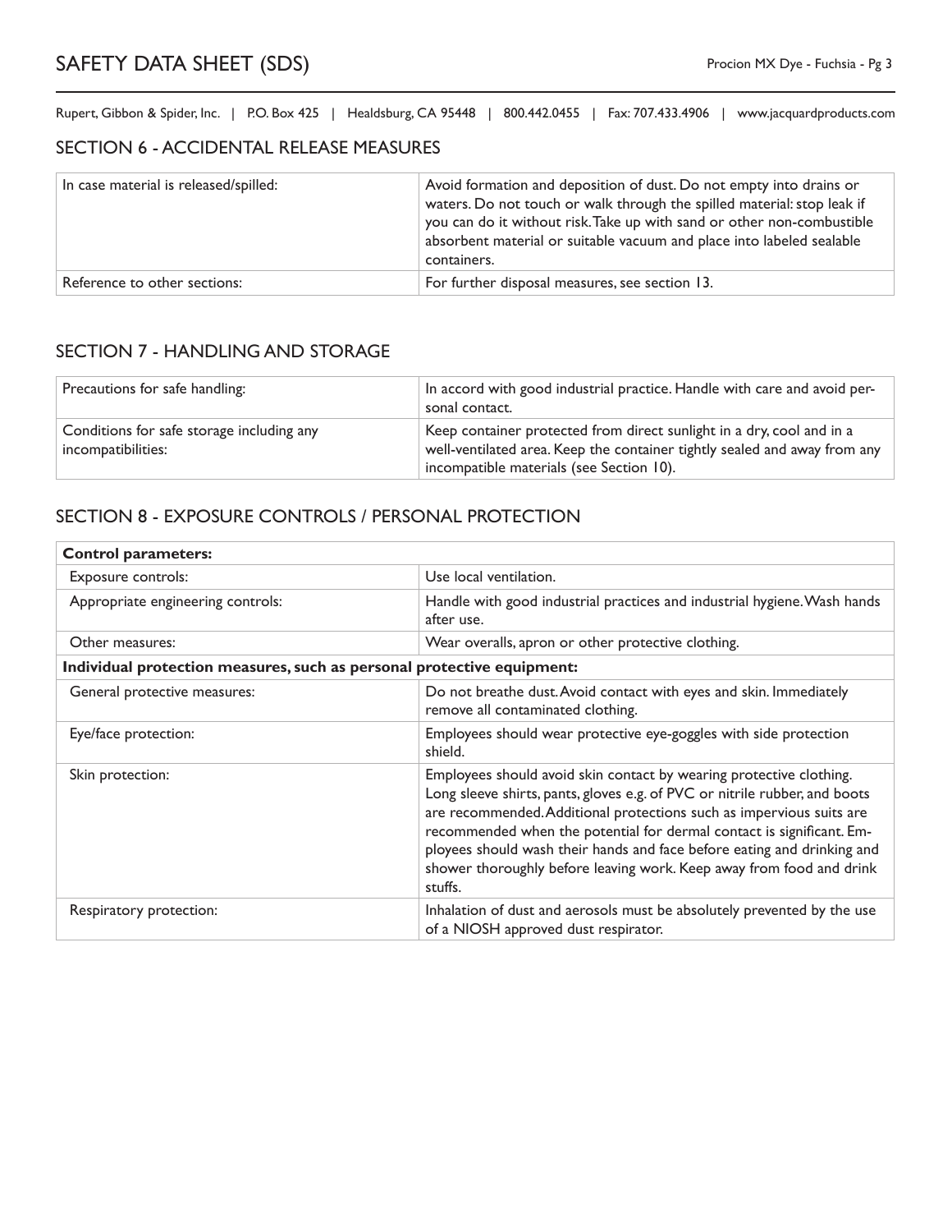## SECTION 6 - ACCIDENTAL RELEASE MEASURES

| | |
|---|---|
| In case material is released/spilled: | Avoid formation and deposition of dust. Do not empty into drains or waters. Do not touch or walk through the spilled material: stop leak if you can do it without risk. Take up with sand or other non-combustible absorbent material or suitable vacuum and place into labeled sealable containers. |
| Reference to other sections: | For further disposal measures, see section 13. |

## SECTION 7 - HANDLING AND STORAGE

| | |
|---|---|
| Precautions for safe handling: | In accord with good industrial practice. Handle with care and avoid personal contact. |
| Conditions for safe storage including any incompatibilities: | Keep container protected from direct sunlight in a dry, cool and in a well-ventilated area. Keep the container tightly sealed and away from any incompatible materials (see Section 10). |

## SECTION 8 - EXPOSURE CONTROLS / PERSONAL PROTECTION

| **Control parameters:** | |
|---|---|
| Exposure controls: | Use local ventilation. |
| Appropriate engineering controls: | Handle with good industrial practices and industrial hygiene. Wash hands after use. |
| Other measures: | Wear overalls, apron or other protective clothing. |
| **Individual protection measures, such as personal protective equipment:** | |
| General protective measures: | Do not breathe dust. Avoid contact with eyes and skin. Immediately remove all contaminated clothing. |
| Eye/face protection: | Employees should wear protective eye-goggles with side protection shield. |
| Skin protection: | Employees should avoid skin contact by wearing protective clothing. Long sleeve shirts, pants, gloves e.g. of PVC or nitrile rubber, and boots are recommended. Additional protections such as impervious suits are recommended when the potential for dermal contact is significant. Employees should wash their hands and face before eating and drinking and shower thoroughly before leaving work. Keep away from food and drink stuffs. |
| Respiratory protection: | Inhalation of dust and aerosols must be absolutely prevented by the use of a NIOSH approved dust respirator. |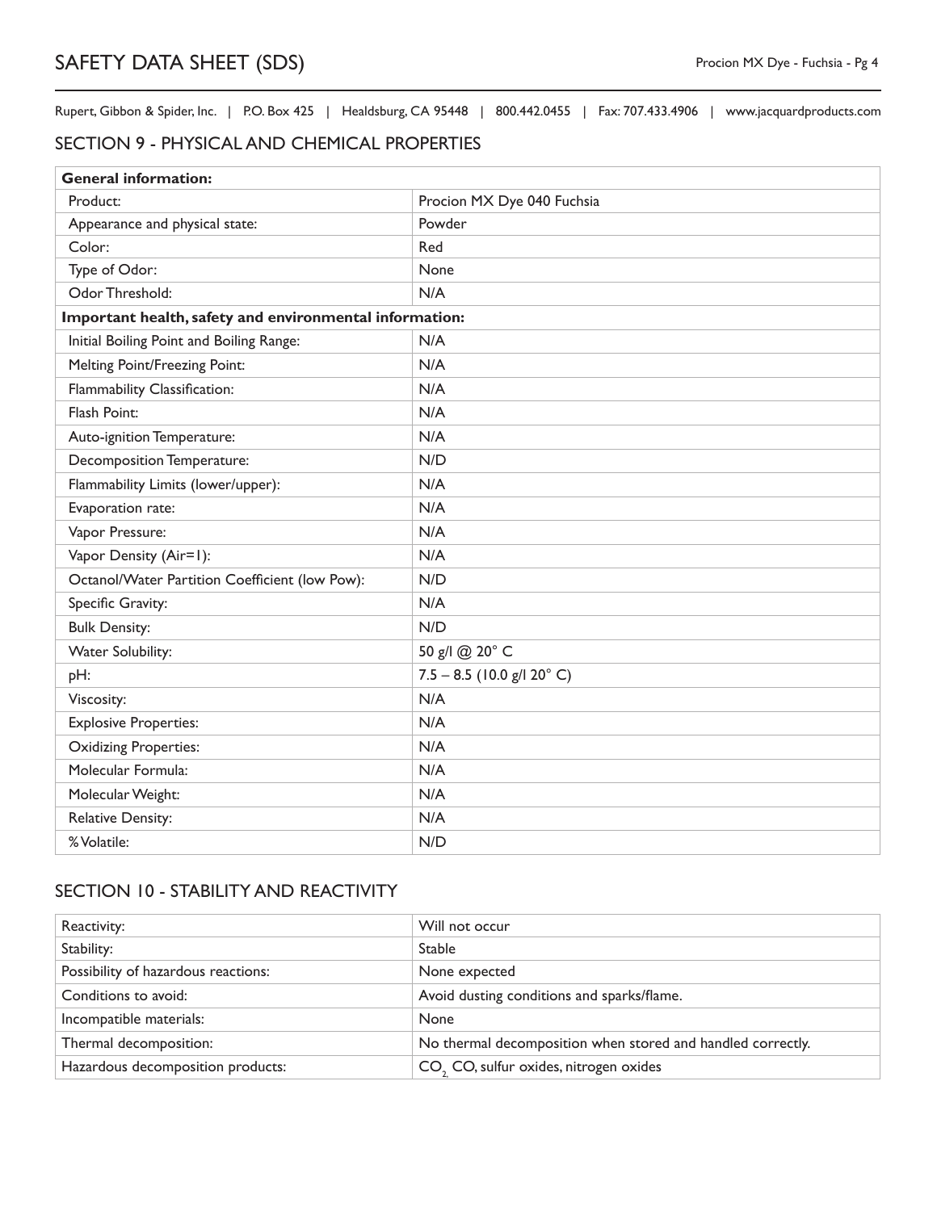## SECTION 9 - PHYSICAL AND CHEMICAL PROPERTIES

| **General information:** | |
|---|---|
| Product: | Procion MX Dye 040 Fuchsia |
| Appearance and physical state: | Powder |
| Color: | Red |
| Type of Odor: | None |
| Odor Threshold: | N/A |
| **Important health, safety and environmental information:** | |
| Initial Boiling Point and Boiling Range: | N/A |
| Melting Point/Freezing Point: | N/A |
| Flammability Classification: | N/A |
| Flash Point: | N/A |
| Auto-ignition Temperature: | N/A |
| Decomposition Temperature: | N/D |
| Flammability Limits (lower/upper): | N/A |
| Evaporation rate: | N/A |
| Vapor Pressure: | N/A |
| Vapor Density (Air=1): | N/A |
| Octanol/Water Partition Coefficient (low Pow): | N/D |
| Specific Gravity: | N/A |
| Bulk Density: | N/D |
| Water Solubility: | 50 g/l @ 20° C |
| pH: | 7.5 – 8.5 (10.0 g/l 20° C) |
| Viscosity: | N/A |
| Explosive Properties: | N/A |
| Oxidizing Properties: | N/A |
| Molecular Formula: | N/A |
| Molecular Weight: | N/A |
| Relative Density: | N/A |
| % Volatile: | N/D |

## SECTION 10 - STABILITY AND REACTIVITY

| | |
|---|---|
| Reactivity: | Will not occur |
| Stability: | Stable |
| Possibility of hazardous reactions: | None expected |
| Conditions to avoid: | Avoid dusting conditions and sparks/flame. |
| Incompatible materials: | None |
| Thermal decomposition: | No thermal decomposition when stored and handled correctly. |
| Hazardous decomposition products: | $CO_2$, CO, sulfur oxides, nitrogen oxides |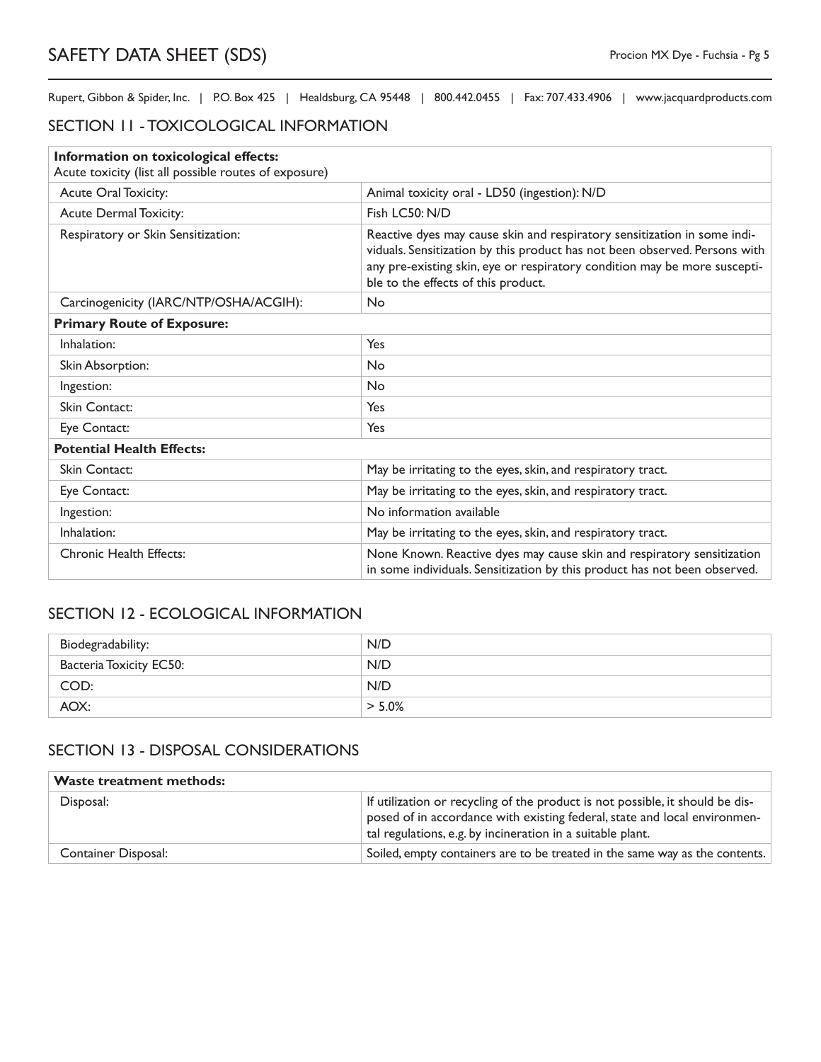Rupert, Gibbon & Spider, Inc. | P.O. Box 425 | Healdsburg, CA 95448 | 800.442.0455 | Fax: 707.433.4906 | www.jacquardproducts.com

## SECTION 11 - TOXICOLOGICAL INFORMATION

| **Information on toxicological effects:** Acute toxicity (list all possible routes of exposure) | |
|---|---|
| Acute Oral Toxicity: | Animal toxicity oral - LD50 (ingestion): N/D |
| Acute Dermal Toxicity: | Fish LC50: N/D |
| Respiratory or Skin Sensitization: | Reactive dyes may cause skin and respiratory sensitization in some individuals. Sensitization by this product has not been observed. Persons with any pre-existing skin, eye or respiratory condition may be more susceptible to the effects of this product. |
| Carcinogenicity (IARC/NTP/OSHA/ACGIH): | No |
| **Primary Route of Exposure:** | |
| Inhalation: | Yes |
| Skin Absorption: | No |
| Ingestion: | No |
| Skin Contact: | Yes |
| Eye Contact: | Yes |
| **Potential Health Effects:** | |
| Skin Contact: | May be irritating to the eyes, skin, and respiratory tract. |
| Eye Contact: | May be irritating to the eyes, skin, and respiratory tract. |
| Ingestion: | No information available |
| Inhalation: | May be irritating to the eyes, skin, and respiratory tract. |
| Chronic Health Effects: | None Known. Reactive dyes may cause skin and respiratory sensitization in some individuals. Sensitization by this product has not been observed. |

## SECTION 12 - ECOLOGICAL INFORMATION

| | |
|---|---|
| Biodegradability: | N/D |
| Bacteria Toxicity EC50: | N/D |
| COD: | N/D |
| AOX: | > 5.0% |

## SECTION 13 - DISPOSAL CONSIDERATIONS

| **Waste treatment methods:** | |
|---|---|
| Disposal: | If utilization or recycling of the product is not possible, it should be disposed of in accordance with existing federal, state and local environmental regulations, e.g. by incineration in a suitable plant. |
| Container Disposal: | Soiled, empty containers are to be treated in the same way as the contents. |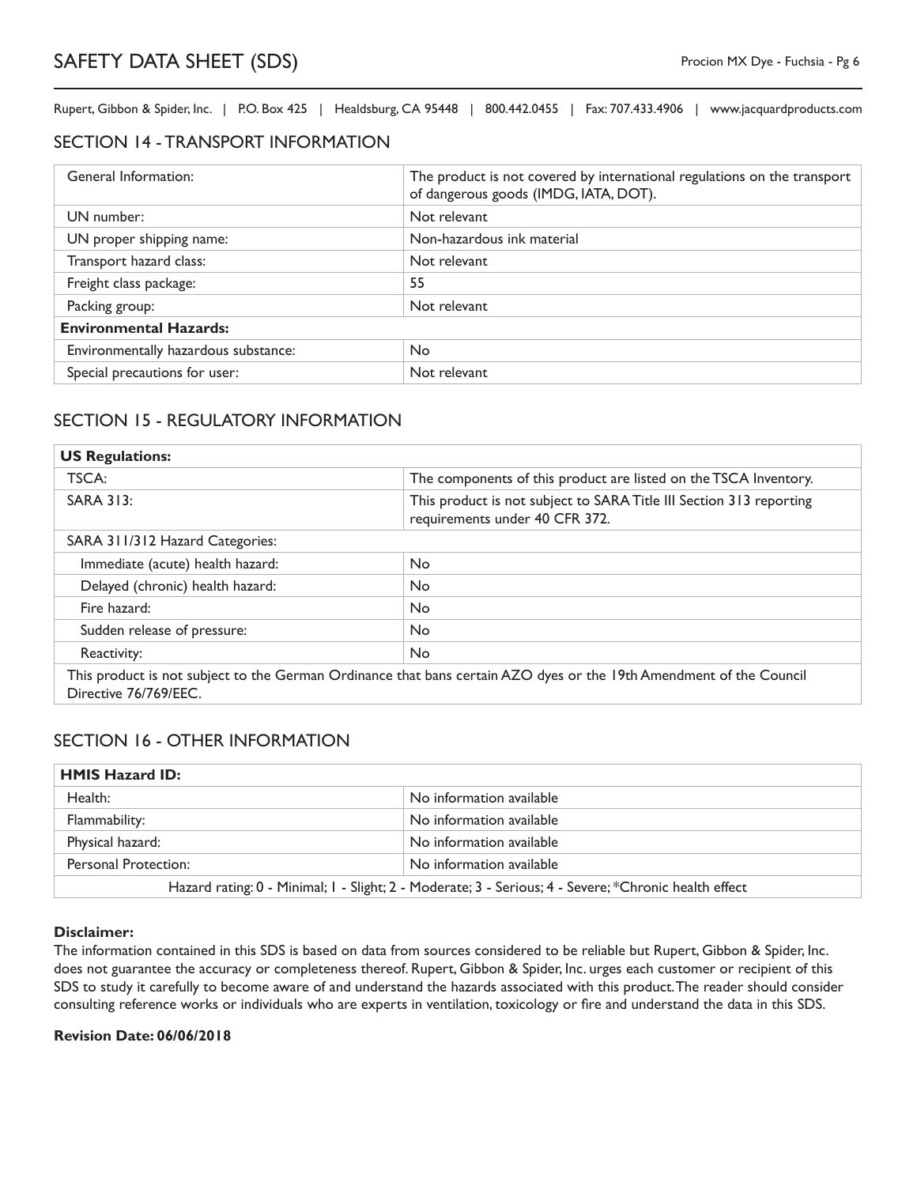## SECTION 14 - TRANSPORT INFORMATION

| | |
|---|---|
| General Information: | The product is not covered by international regulations on the transport of dangerous goods (IMDG, IATA, DOT). |
| UN number: | Not relevant |
| UN proper shipping name: | Non-hazardous ink material |
| Transport hazard class: | Not relevant |
| Freight class package: | 55 |
| Packing group: | Not relevant |
| **Environmental Hazards:** | |
| Environmentally hazardous substance: | No |
| Special precautions for user: | Not relevant |

## SECTION 15 - REGULATORY INFORMATION

| **US Regulations:** | |
|---|---|
| TSCA: | The components of this product are listed on the TSCA Inventory. |
| SARA 313: | This product is not subject to SARA Title III Section 313 reporting requirements under 40 CFR 372. |
| SARA 311/312 Hazard Categories: | |
| Immediate (acute) health hazard: | No |
| Delayed (chronic) health hazard: | No |
| Fire hazard: | No |
| Sudden release of pressure: | No |
| Reactivity: | No |
| This product is not subject to the German Ordinance that bans certain AZO dyes or the 19th Amendment of the Council Directive 76/769/EEC. | |

## SECTION 16 - OTHER INFORMATION

| **HMIS Hazard ID:** | |
|---|---|
| Health: | No information available |
| Flammability: | No information available |
| Physical hazard: | No information available |
| Personal Protection: | No information available |
| Hazard rating: 0 - Minimal; 1 - Slight; 2 - Moderate; 3 - Serious; 4 - Severe; *Chronic health effect | |

**Disclaimer:**

The information contained in this SDS is based on data from sources considered to be reliable but Rupert, Gibbon & Spider, Inc. does not guarantee the accuracy or completeness thereof. Rupert, Gibbon & Spider, Inc. urges each customer or recipient of this SDS to study it carefully to become aware of and understand the hazards associated with this product. The reader should consider consulting reference works or individuals who are experts in ventilation, toxicology or fire and understand the data in this SDS.

**Revision Date: 06/06/2018**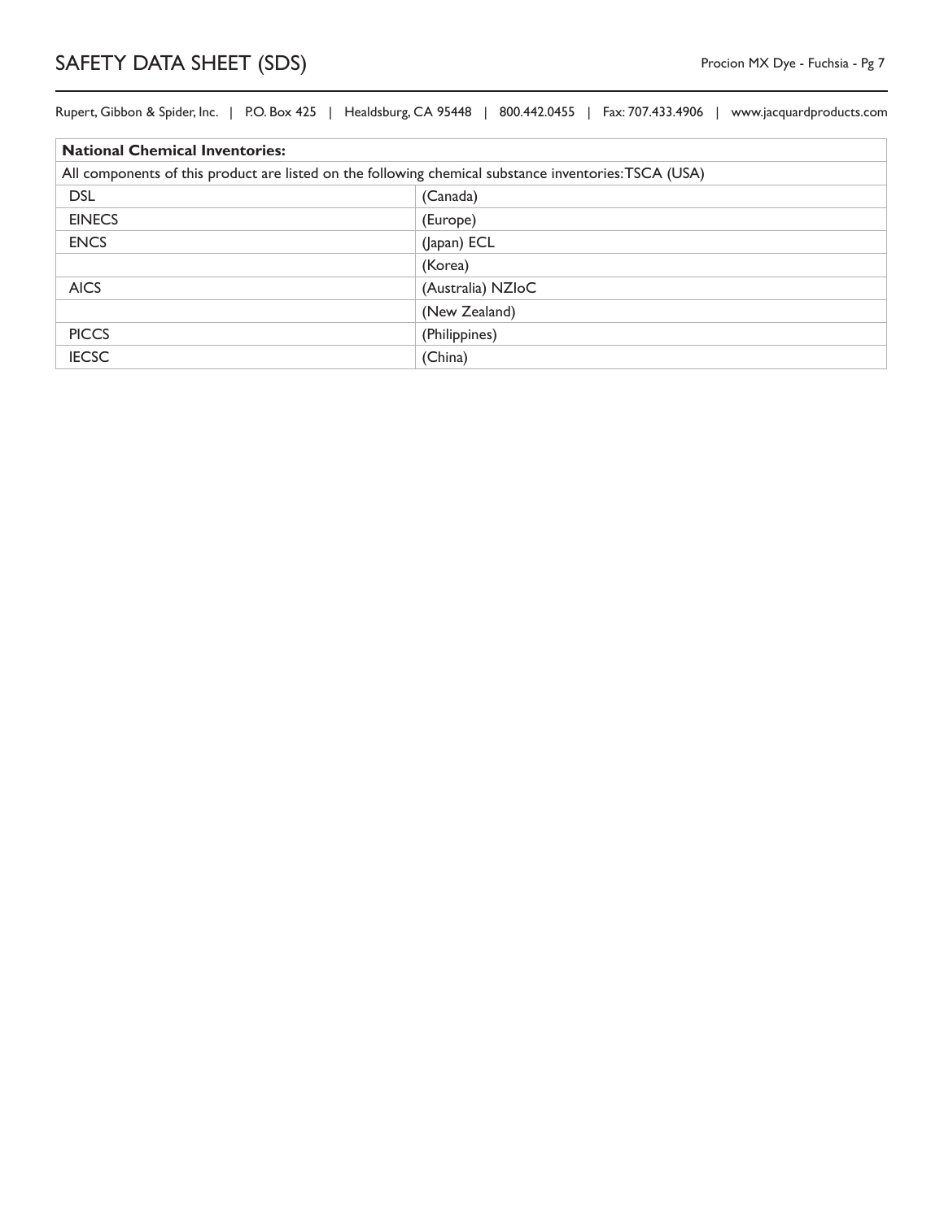| National Chemical Inventories: | |
|---|---|
| All components of this product are listed on the following chemical substance inventories: TSCA (USA) | |
| DSL | (Canada) |
| EINECS | (Europe) |
| ENCS | (Japan) ECL |
| | (Korea) |
| AICS | (Australia) NZIoC |
| | (New Zealand) |
| PICCS | (Philippines) |
| IECSC | (China) |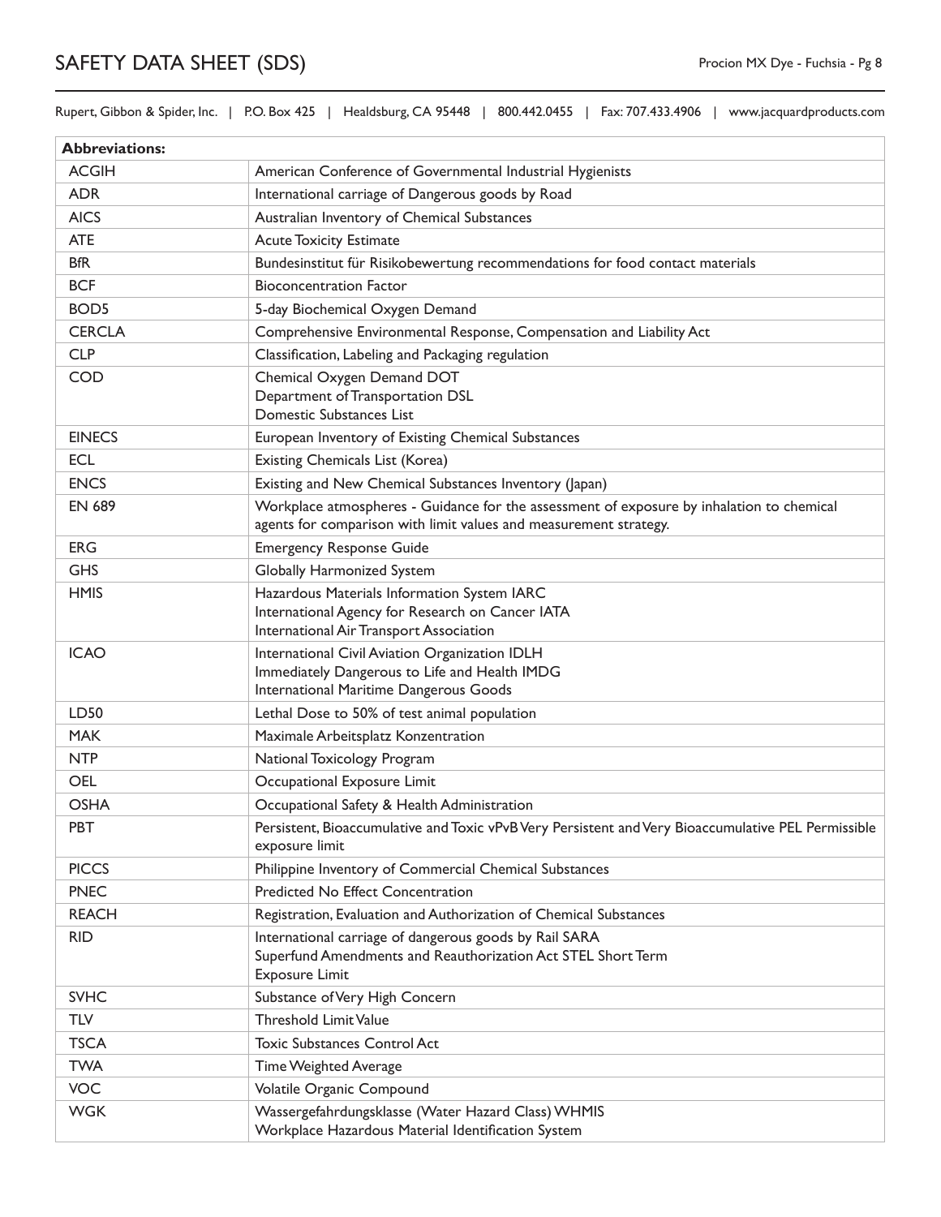| Abbreviations: | |
|---|---|
| ACGIH | American Conference of Governmental Industrial Hygienists |
| ADR | International carriage of Dangerous goods by Road |
| AICS | Australian Inventory of Chemical Substances |
| ATE | Acute Toxicity Estimate |
| BfR | Bundesinstitut für Risikobewertung recommendations for food contact materials |
| BCF | Bioconcentration Factor |
| BOD5 | 5-day Biochemical Oxygen Demand |
| CERCLA | Comprehensive Environmental Response, Compensation and Liability Act |
| CLP | Classification, Labeling and Packaging regulation |
| COD | Chemical Oxygen Demand DOT Department of Transportation DSL Domestic Substances List |
| EINECS | European Inventory of Existing Chemical Substances |
| ECL | Existing Chemicals List (Korea) |
| ENCS | Existing and New Chemical Substances Inventory (Japan) |
| EN 689 | Workplace atmospheres - Guidance for the assessment of exposure by inhalation to chemical agents for comparison with limit values and measurement strategy. |
| ERG | Emergency Response Guide |
| GHS | Globally Harmonized System |
| HMIS | Hazardous Materials Information System IARC International Agency for Research on Cancer IATA International Air Transport Association |
| ICAO | International Civil Aviation Organization IDLH Immediately Dangerous to Life and Health IMDG International Maritime Dangerous Goods |
| LD50 | Lethal Dose to 50% of test animal population |
| MAK | Maximale Arbeitsplatz Konzentration |
| NTP | National Toxicology Program |
| OEL | Occupational Exposure Limit |
| OSHA | Occupational Safety & Health Administration |
| PBT | Persistent, Bioaccumulative and Toxic vPvB Very Persistent and Very Bioaccumulative PEL Permissible exposure limit |
| PICCS | Philippine Inventory of Commercial Chemical Substances |
| PNEC | Predicted No Effect Concentration |
| REACH | Registration, Evaluation and Authorization of Chemical Substances |
| RID | International carriage of dangerous goods by Rail SARA Superfund Amendments and Reauthorization Act STEL Short Term Exposure Limit |
| SVHC | Substance of Very High Concern |
| TLV | Threshold Limit Value |
| TSCA | Toxic Substances Control Act |
| TWA | Time Weighted Average |
| VOC | Volatile Organic Compound |
| WGK | Wassergefahrdungsklasse (Water Hazard Class) WHMIS Workplace Hazardous Material Identification System |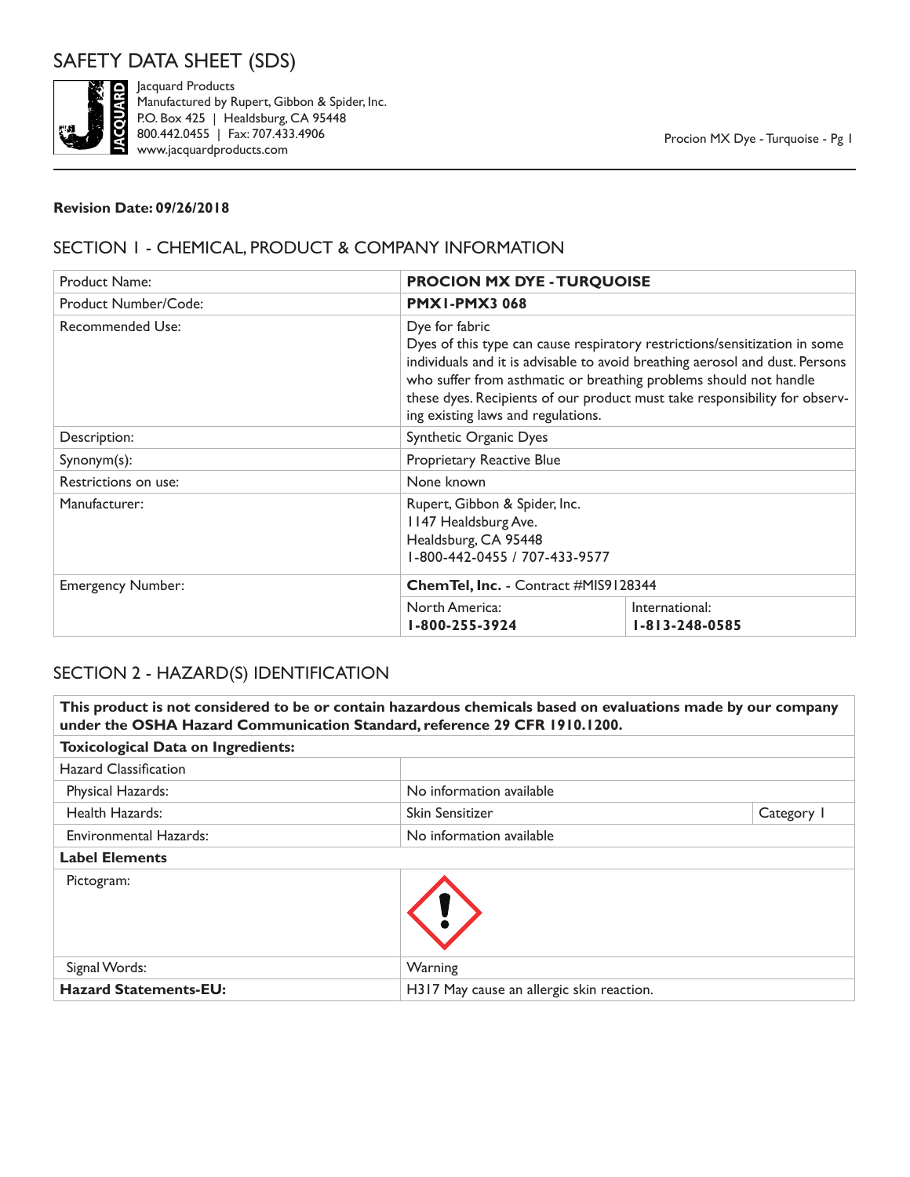# SAFETY DATA SHEET (SDS)

Jacquard Products
Manufactured by Rupert, Gibbon & Spider, Inc.
P.O. Box 425 | Healdsburg, CA 95448
800.442.0455 | Fax: 707.433.4906
www.jacquardproducts.com

Procion MX Dye - Turquoise - Pg 1

**Revision Date: 09/26/2018**

## SECTION 1 - CHEMICAL, PRODUCT & COMPANY INFORMATION

| Product Name: | **PROCION MX DYE - TURQUOISE** | |
|---|---|---|
| Product Number/Code: | **PMX1-PMX3 068** | |
| Recommended Use: | Dye for fabric<br>Dyes of this type can cause respiratory restrictions/sensitization in some individuals and it is advisable to avoid breathing aerosol and dust. Persons who suffer from asthmatic or breathing problems should not handle these dyes. Recipients of our product must take responsibility for observing existing laws and regulations. | |
| Description: | Synthetic Organic Dyes | |
| Synonym(s): | Proprietary Reactive Blue | |
| Restrictions on use: | None known | |
| Manufacturer: | Rupert, Gibbon & Spider, Inc.<br>1147 Healdsburg Ave.<br>Healdsburg, CA 95448<br>1-800-442-0455 / 707-433-9577 | |
| Emergency Number: | **ChemTel, Inc.** - Contract #MIS9128344 | |
| | North America:<br>**1-800-255-3924** | International:<br>**1-813-248-0585** |

## SECTION 2 - HAZARD(S) IDENTIFICATION

| **This product is not considered to be or contain hazardous chemicals based on evaluations made by our company under the OSHA Hazard Communication Standard, reference 29 CFR 1910.1200.** | | |
|---|---|---|
| **Toxicological Data on Ingredients:** | | |
| Hazard Classification | | |
| Physical Hazards: | No information available | |
| Health Hazards: | Skin Sensitizer | Category 1 |
| Environmental Hazards: | No information available | |
| **Label Elements** | | |
| Pictogram: | | |
| Signal Words: | Warning | |
| **Hazard Statements-EU:** | H317 May cause an allergic skin reaction. | |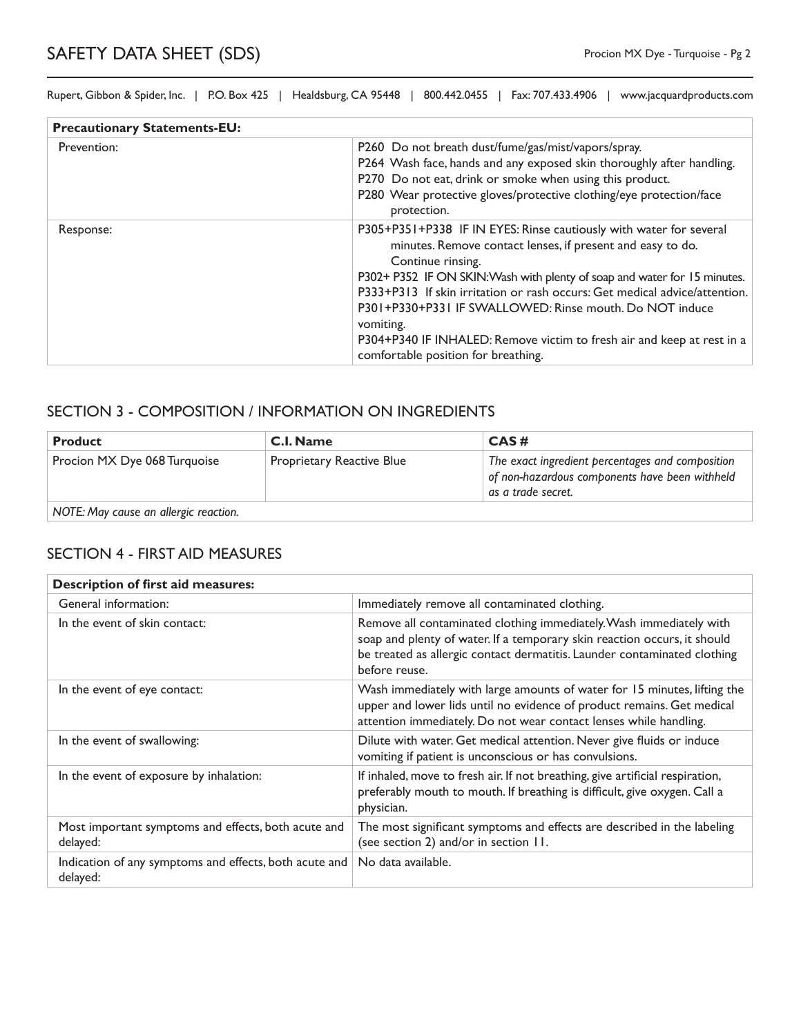| Precautionary Statements-EU: | |
|---|---|
| Prevention: | P260 Do not breath dust/fume/gas/mist/vapors/spray.<br>P264 Wash face, hands and any exposed skin thoroughly after handling.<br>P270 Do not eat, drink or smoke when using this product.<br>P280 Wear protective gloves/protective clothing/eye protection/face protection. |
| Response: | P305+P351+P338 IF IN EYES: Rinse cautiously with water for several minutes. Remove contact lenses, if present and easy to do. Continue rinsing.<br>P302+ P352 IF ON SKIN: Wash with plenty of soap and water for 15 minutes.<br>P333+P313 If skin irritation or rash occurs: Get medical advice/attention.<br>P301+P330+P331 IF SWALLOWED: Rinse mouth. Do NOT induce vomiting.<br>P304+P340 IF INHALED: Remove victim to fresh air and keep at rest in a comfortable position for breathing. |

## SECTION 3 - COMPOSITION / INFORMATION ON INGREDIENTS

| Product | C.I. Name | CAS # |
|---|---|---|
| Procion MX Dye 068 Turquoise | Proprietary Reactive Blue | *The exact ingredient percentages and composition of non-hazardous components have been withheld as a trade secret.* |
| *NOTE: May cause an allergic reaction.* | | |

## SECTION 4 - FIRST AID MEASURES

| Description of first aid measures: | |
|---|---|
| General information: | Immediately remove all contaminated clothing. |
| In the event of skin contact: | Remove all contaminated clothing immediately. Wash immediately with soap and plenty of water. If a temporary skin reaction occurs, it should be treated as allergic contact dermatitis. Launder contaminated clothing before reuse. |
| In the event of eye contact: | Wash immediately with large amounts of water for 15 minutes, lifting the upper and lower lids until no evidence of product remains. Get medical attention immediately. Do not wear contact lenses while handling. |
| In the event of swallowing: | Dilute with water. Get medical attention. Never give fluids or induce vomiting if patient is unconscious or has convulsions. |
| In the event of exposure by inhalation: | If inhaled, move to fresh air. If not breathing, give artificial respiration, preferably mouth to mouth. If breathing is difficult, give oxygen. Call a physician. |
| Most important symptoms and effects, both acute and delayed: | The most significant symptoms and effects are described in the labeling (see section 2) and/or in section 11. |
| Indication of any symptoms and effects, both acute and delayed: | No data available. |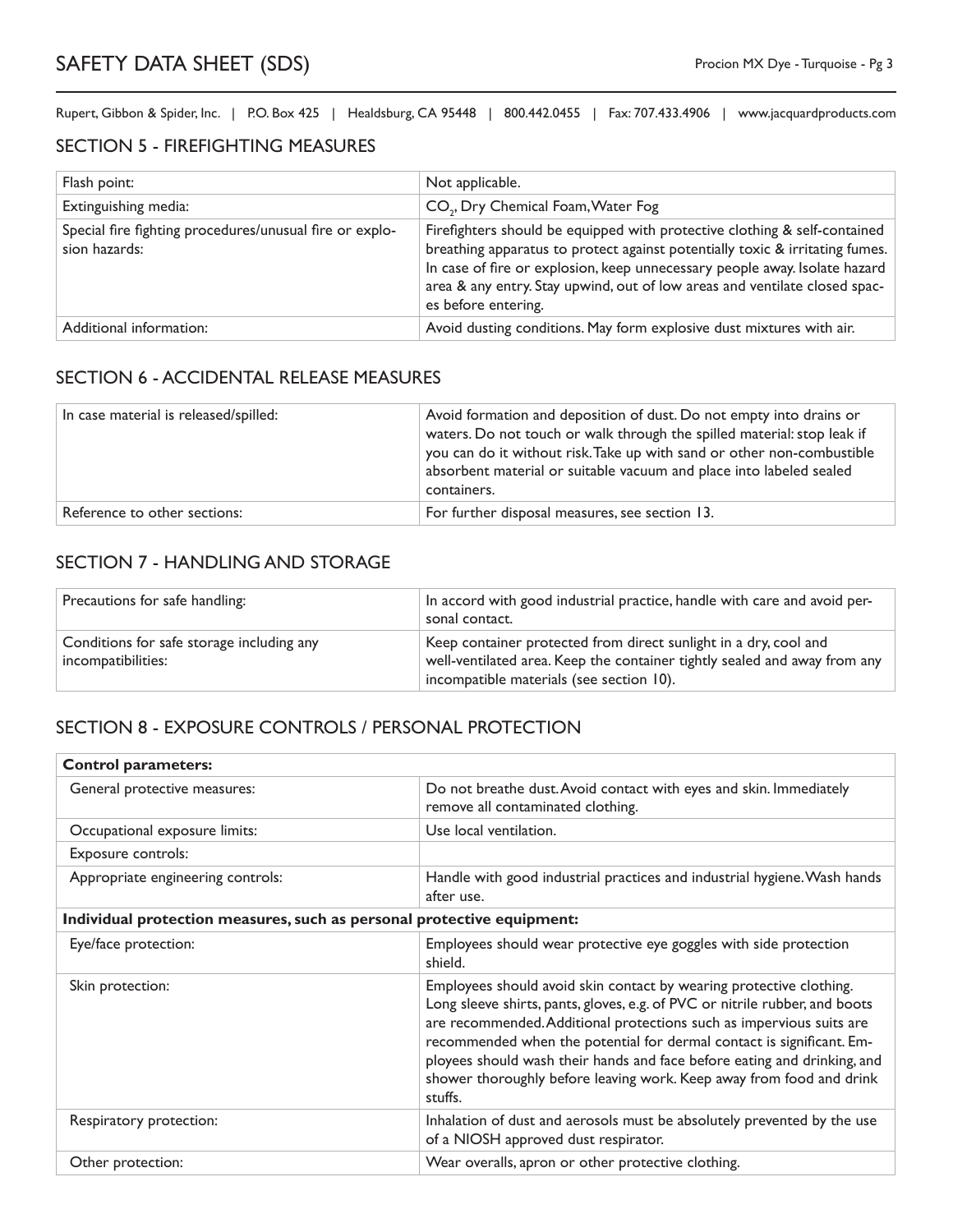Rupert, Gibbon & Spider, Inc. | P.O. Box 425 | Healdsburg, CA 95448 | 800.442.0455 | Fax: 707.433.4906 | www.jacquardproducts.com

## SECTION 5 - FIREFIGHTING MEASURES

| | |
|---|---|
| Flash point: | Not applicable. |
| Extinguishing media: | $CO_2$, Dry Chemical Foam, Water Fog |
| Special fire fighting procedures/unusual fire or explosion hazards: | Firefighters should be equipped with protective clothing & self-contained breathing apparatus to protect against potentially toxic & irritating fumes. In case of fire or explosion, keep unnecessary people away. Isolate hazard area & any entry. Stay upwind, out of low areas and ventilate closed spaces before entering. |
| Additional information: | Avoid dusting conditions. May form explosive dust mixtures with air. |

## SECTION 6 - ACCIDENTAL RELEASE MEASURES

| | |
|---|---|
| In case material is released/spilled: | Avoid formation and deposition of dust. Do not empty into drains or waters. Do not touch or walk through the spilled material: stop leak if you can do it without risk. Take up with sand or other non-combustible absorbent material or suitable vacuum and place into labeled sealed containers. |
| Reference to other sections: | For further disposal measures, see section 13. |

## SECTION 7 - HANDLING AND STORAGE

| | |
|---|---|
| Precautions for safe handling: | In accord with good industrial practice, handle with care and avoid personal contact. |
| Conditions for safe storage including any incompatibilities: | Keep container protected from direct sunlight in a dry, cool and well-ventilated area. Keep the container tightly sealed and away from any incompatible materials (see section 10). |

## SECTION 8 - EXPOSURE CONTROLS / PERSONAL PROTECTION

| | |
|---|---|
| **Control parameters:** | |
| General protective measures: | Do not breathe dust. Avoid contact with eyes and skin. Immediately remove all contaminated clothing. |
| Occupational exposure limits: | Use local ventilation. |
| Exposure controls: | |
| Appropriate engineering controls: | Handle with good industrial practices and industrial hygiene. Wash hands after use. |
| **Individual protection measures, such as personal protective equipment:** | |
| Eye/face protection: | Employees should wear protective eye goggles with side protection shield. |
| Skin protection: | Employees should avoid skin contact by wearing protective clothing. Long sleeve shirts, pants, gloves, e.g. of PVC or nitrile rubber, and boots are recommended. Additional protections such as impervious suits are recommended when the potential for dermal contact is significant. Employees should wash their hands and face before eating and drinking, and shower thoroughly before leaving work. Keep away from food and drink stuffs. |
| Respiratory protection: | Inhalation of dust and aerosols must be absolutely prevented by the use of a NIOSH approved dust respirator. |
| Other protection: | Wear overalls, apron or other protective clothing. |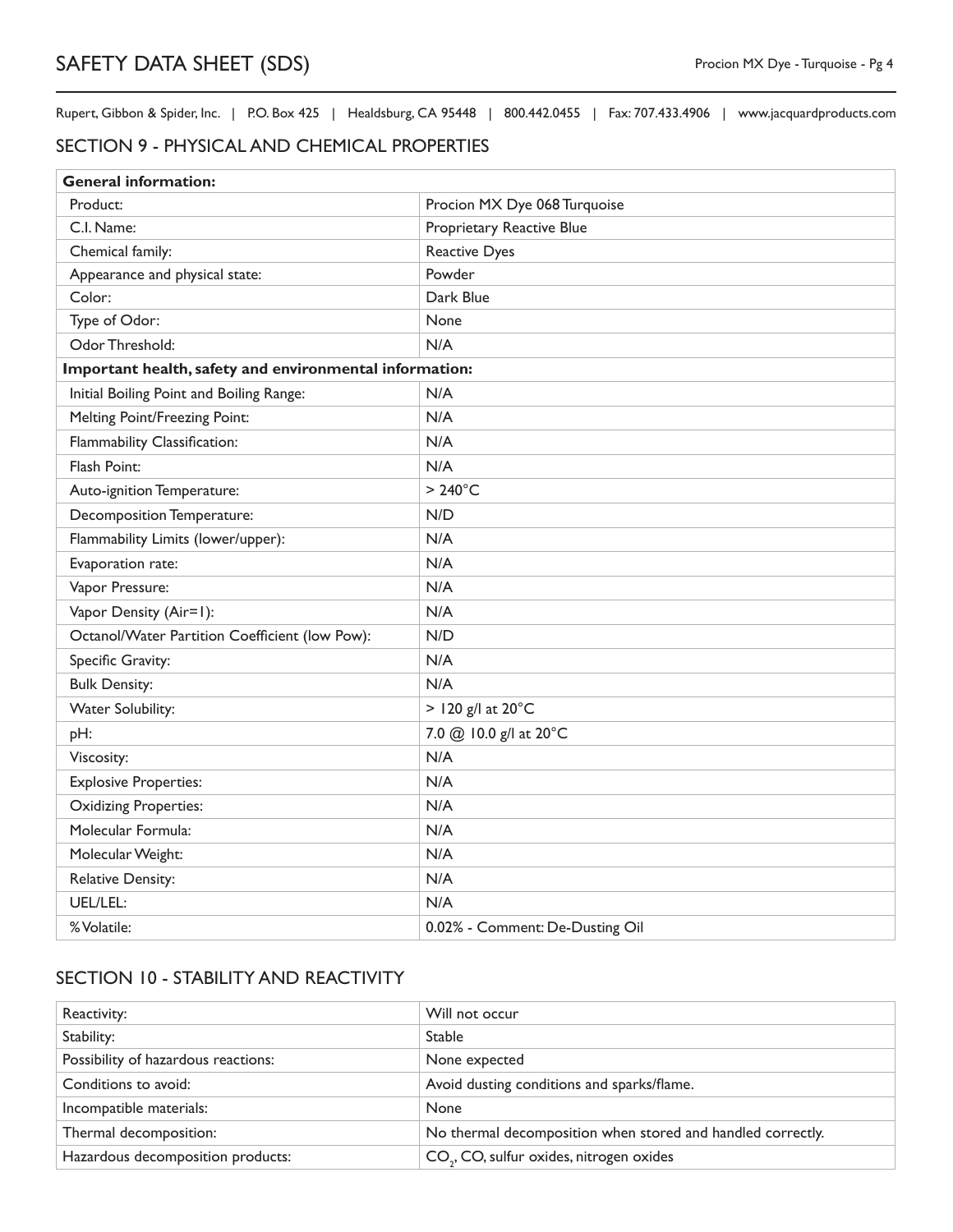Rupert, Gibbon & Spider, Inc. | P.O. Box 425 | Healdsburg, CA 95448 | 800.442.0455 | Fax: 707.433.4906 | www.jacquardproducts.com

## SECTION 9 - PHYSICAL AND CHEMICAL PROPERTIES

| **General information:** | |
|---|---|
| Product: | Procion MX Dye 068 Turquoise |
| C.I. Name: | Proprietary Reactive Blue |
| Chemical family: | Reactive Dyes |
| Appearance and physical state: | Powder |
| Color: | Dark Blue |
| Type of Odor: | None |
| Odor Threshold: | N/A |
| **Important health, safety and environmental information:** | |
| Initial Boiling Point and Boiling Range: | N/A |
| Melting Point/Freezing Point: | N/A |
| Flammability Classification: | N/A |
| Flash Point: | N/A |
| Auto-ignition Temperature: | > 240°C |
| Decomposition Temperature: | N/D |
| Flammability Limits (lower/upper): | N/A |
| Evaporation rate: | N/A |
| Vapor Pressure: | N/A |
| Vapor Density (Air=1): | N/A |
| Octanol/Water Partition Coefficient (low Pow): | N/D |
| Specific Gravity: | N/A |
| Bulk Density: | N/A |
| Water Solubility: | > 120 g/l at 20°C |
| pH: | 7.0 @ 10.0 g/l at 20°C |
| Viscosity: | N/A |
| Explosive Properties: | N/A |
| Oxidizing Properties: | N/A |
| Molecular Formula: | N/A |
| Molecular Weight: | N/A |
| Relative Density: | N/A |
| UEL/LEL: | N/A |
| % Volatile: | 0.02% - Comment: De-Dusting Oil |

## SECTION 10 - STABILITY AND REACTIVITY

| Reactivity: | Will not occur |
|---|---|
| Stability: | Stable |
| Possibility of hazardous reactions: | None expected |
| Conditions to avoid: | Avoid dusting conditions and sparks/flame. |
| Incompatible materials: | None |
| Thermal decomposition: | No thermal decomposition when stored and handled correctly. |
| Hazardous decomposition products: | $CO_2$, CO, sulfur oxides, nitrogen oxides |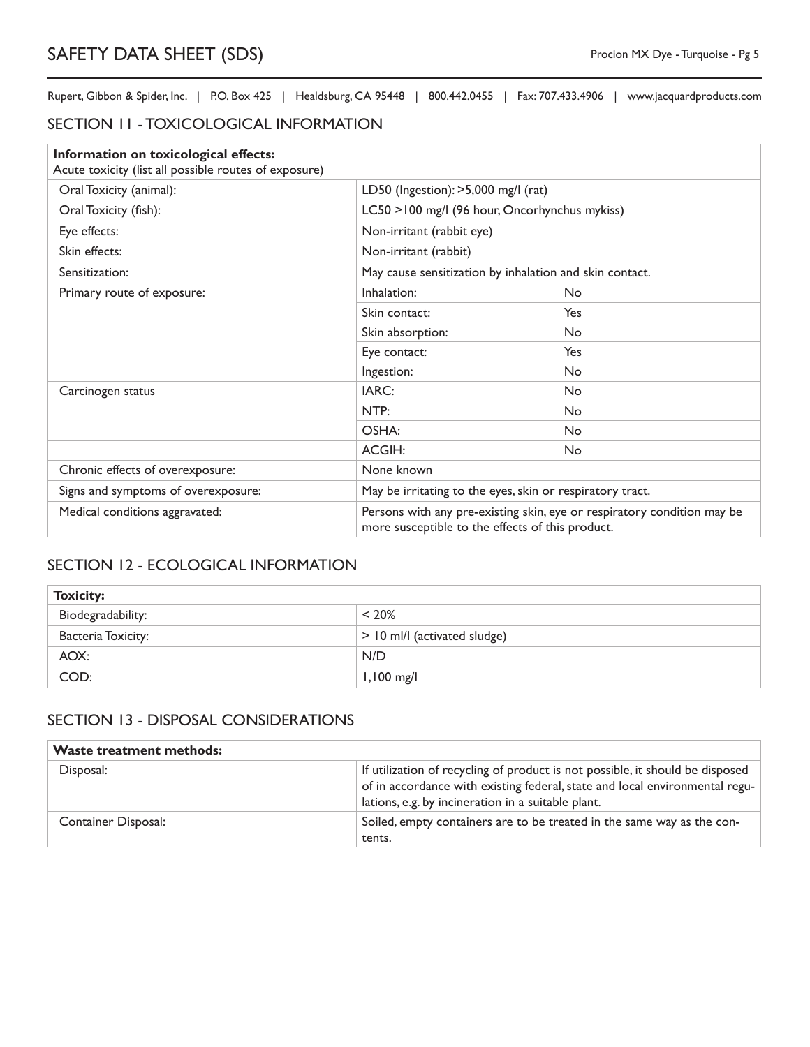## SECTION 11 - TOXICOLOGICAL INFORMATION

| **Information on toxicological effects:**<br>Acute toxicity (list all possible routes of exposure) | | |
|---|---|---|
| Oral Toxicity (animal): | LD50 (Ingestion): >5,000 mg/l (rat) | |
| Oral Toxicity (fish): | LC50 >100 mg/l (96 hour, Oncorhynchus mykiss) | |
| Eye effects: | Non-irritant (rabbit eye) | |
| Skin effects: | Non-irritant (rabbit) | |
| Sensitization: | May cause sensitization by inhalation and skin contact. | |
| Primary route of exposure: | Inhalation: | No |
| | Skin contact: | Yes |
| | Skin absorption: | No |
| | Eye contact: | Yes |
| | Ingestion: | No |
| Carcinogen status | IARC: | No |
| | NTP: | No |
| | OSHA: | No |
| | ACGIH: | No |
| Chronic effects of overexposure: | None known | |
| Signs and symptoms of overexposure: | May be irritating to the eyes, skin or respiratory tract. | |
| Medical conditions aggravated: | Persons with any pre-existing skin, eye or respiratory condition may be more susceptible to the effects of this product. | |

## SECTION 12 - ECOLOGICAL INFORMATION

| **Toxicity:** | |
|---|---|
| Biodegradability: | < 20% |
| Bacteria Toxicity: | > 10 ml/l (activated sludge) |
| AOX: | N/D |
| COD: | 1,100 mg/l |

## SECTION 13 - DISPOSAL CONSIDERATIONS

| **Waste treatment methods:** | |
|---|---|
| Disposal: | If utilization of recycling of product is not possible, it should be disposed of in accordance with existing federal, state and local environmental regulations, e.g. by incineration in a suitable plant. |
| Container Disposal: | Soiled, empty containers are to be treated in the same way as the contents. |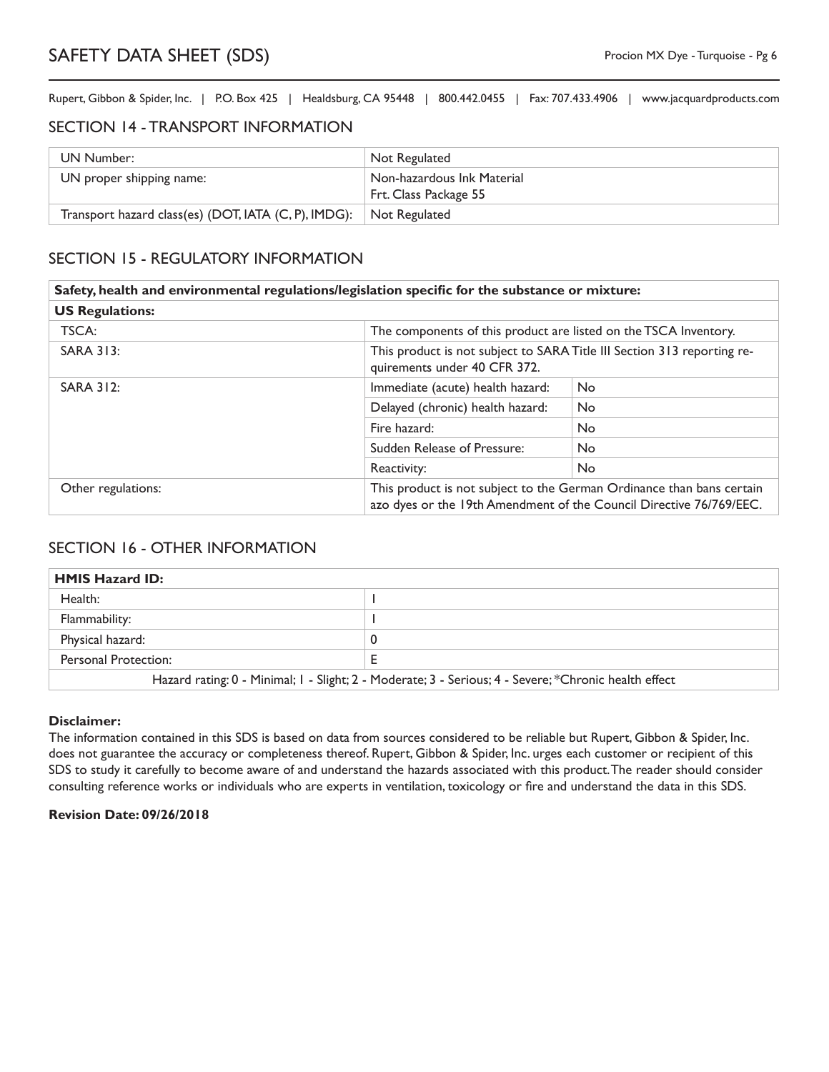## SECTION 14 - TRANSPORT INFORMATION

| | |
|---|---|
| UN Number: | Not Regulated |
| UN proper shipping name: | Non-hazardous Ink Material<br>Frt. Class Package 55 |
| Transport hazard class(es) (DOT, IATA (C, P), IMDG): | Not Regulated |

## SECTION 15 - REGULATORY INFORMATION

| **Safety, health and environmental regulations/legislation specific for the substance or mixture:** | | |
|---|---|---|
| **US Regulations:** | | |
| TSCA: | The components of this product are listed on the TSCA Inventory. | |
| SARA 313: | This product is not subject to SARA Title III Section 313 reporting requirements under 40 CFR 372. | |
| SARA 312: | Immediate (acute) health hazard: | No |
| | Delayed (chronic) health hazard: | No |
| | Fire hazard: | No |
| | Sudden Release of Pressure: | No |
| | Reactivity: | No |
| Other regulations: | This product is not subject to the German Ordinance than bans certain azo dyes or the 19th Amendment of the Council Directive 76/769/EEC. | |

## SECTION 16 - OTHER INFORMATION

| **HMIS Hazard ID:** | |
|---|---|
| Health: | 1 |
| Flammability: | 1 |
| Physical hazard: | 0 |
| Personal Protection: | E |
| Hazard rating: 0 - Minimal; 1 - Slight; 2 - Moderate; 3 - Serious; 4 - Severe; *Chronic health effect | |

**Disclaimer:**

The information contained in this SDS is based on data from sources considered to be reliable but Rupert, Gibbon & Spider, Inc. does not guarantee the accuracy or completeness thereof. Rupert, Gibbon & Spider, Inc. urges each customer or recipient of this SDS to study it carefully to become aware of and understand the hazards associated with this product. The reader should consider consulting reference works or individuals who are experts in ventilation, toxicology or fire and understand the data in this SDS.

**Revision Date: 09/26/2018**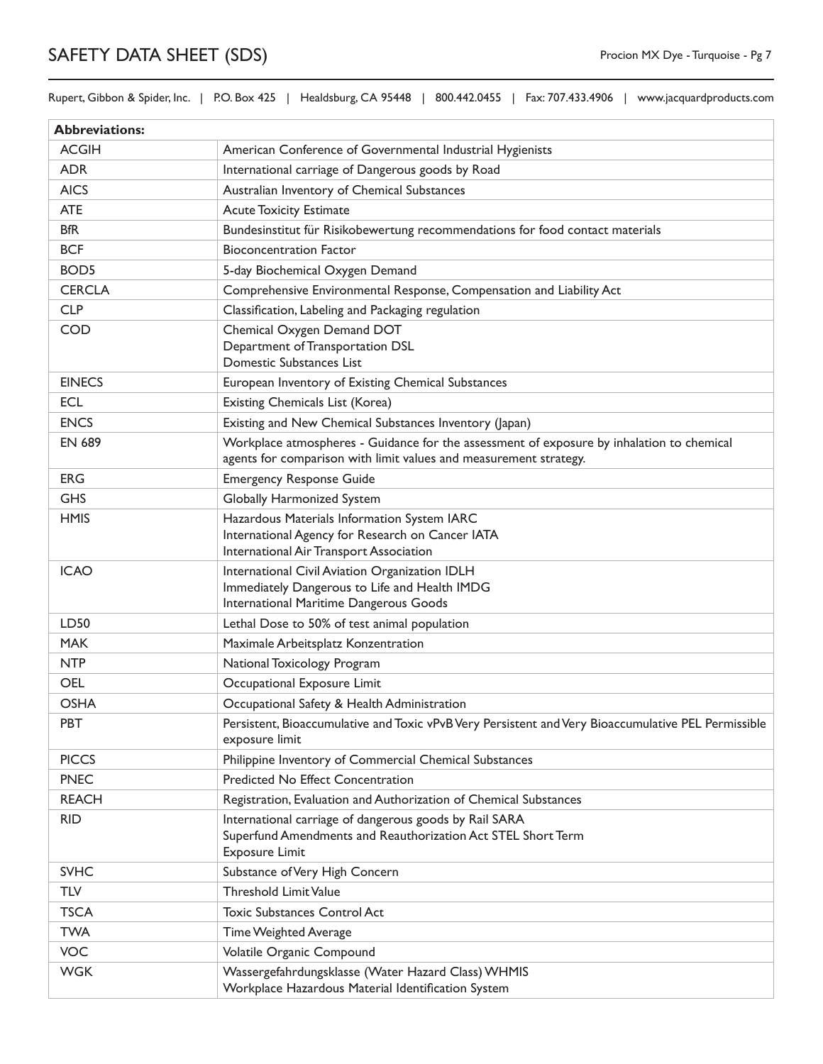| Abbreviations: | |
|---|---|
| ACGIH | American Conference of Governmental Industrial Hygienists |
| ADR | International carriage of Dangerous goods by Road |
| AICS | Australian Inventory of Chemical Substances |
| ATE | Acute Toxicity Estimate |
| BfR | Bundesinstitut für Risikobewertung recommendations for food contact materials |
| BCF | Bioconcentration Factor |
| BOD5 | 5-day Biochemical Oxygen Demand |
| CERCLA | Comprehensive Environmental Response, Compensation and Liability Act |
| CLP | Classification, Labeling and Packaging regulation |
| COD | Chemical Oxygen Demand DOT<br>Department of Transportation DSL<br>Domestic Substances List |
| EINECS | European Inventory of Existing Chemical Substances |
| ECL | Existing Chemicals List (Korea) |
| ENCS | Existing and New Chemical Substances Inventory (Japan) |
| EN 689 | Workplace atmospheres - Guidance for the assessment of exposure by inhalation to chemical agents for comparison with limit values and measurement strategy. |
| ERG | Emergency Response Guide |
| GHS | Globally Harmonized System |
| HMIS | Hazardous Materials Information System IARC<br>International Agency for Research on Cancer IATA<br>International Air Transport Association |
| ICAO | International Civil Aviation Organization IDLH<br>Immediately Dangerous to Life and Health IMDG<br>International Maritime Dangerous Goods |
| LD50 | Lethal Dose to 50% of test animal population |
| MAK | Maximale Arbeitsplatz Konzentration |
| NTP | National Toxicology Program |
| OEL | Occupational Exposure Limit |
| OSHA | Occupational Safety & Health Administration |
| PBT | Persistent, Bioaccumulative and Toxic vPvB Very Persistent and Very Bioaccumulative PEL Permissible exposure limit |
| PICCS | Philippine Inventory of Commercial Chemical Substances |
| PNEC | Predicted No Effect Concentration |
| REACH | Registration, Evaluation and Authorization of Chemical Substances |
| RID | International carriage of dangerous goods by Rail SARA<br>Superfund Amendments and Reauthorization Act STEL Short Term<br>Exposure Limit |
| SVHC | Substance of Very High Concern |
| TLV | Threshold Limit Value |
| TSCA | Toxic Substances Control Act |
| TWA | Time Weighted Average |
| VOC | Volatile Organic Compound |
| WGK | Wassergefahrdungsklasse (Water Hazard Class) WHMIS<br>Workplace Hazardous Material Identification System |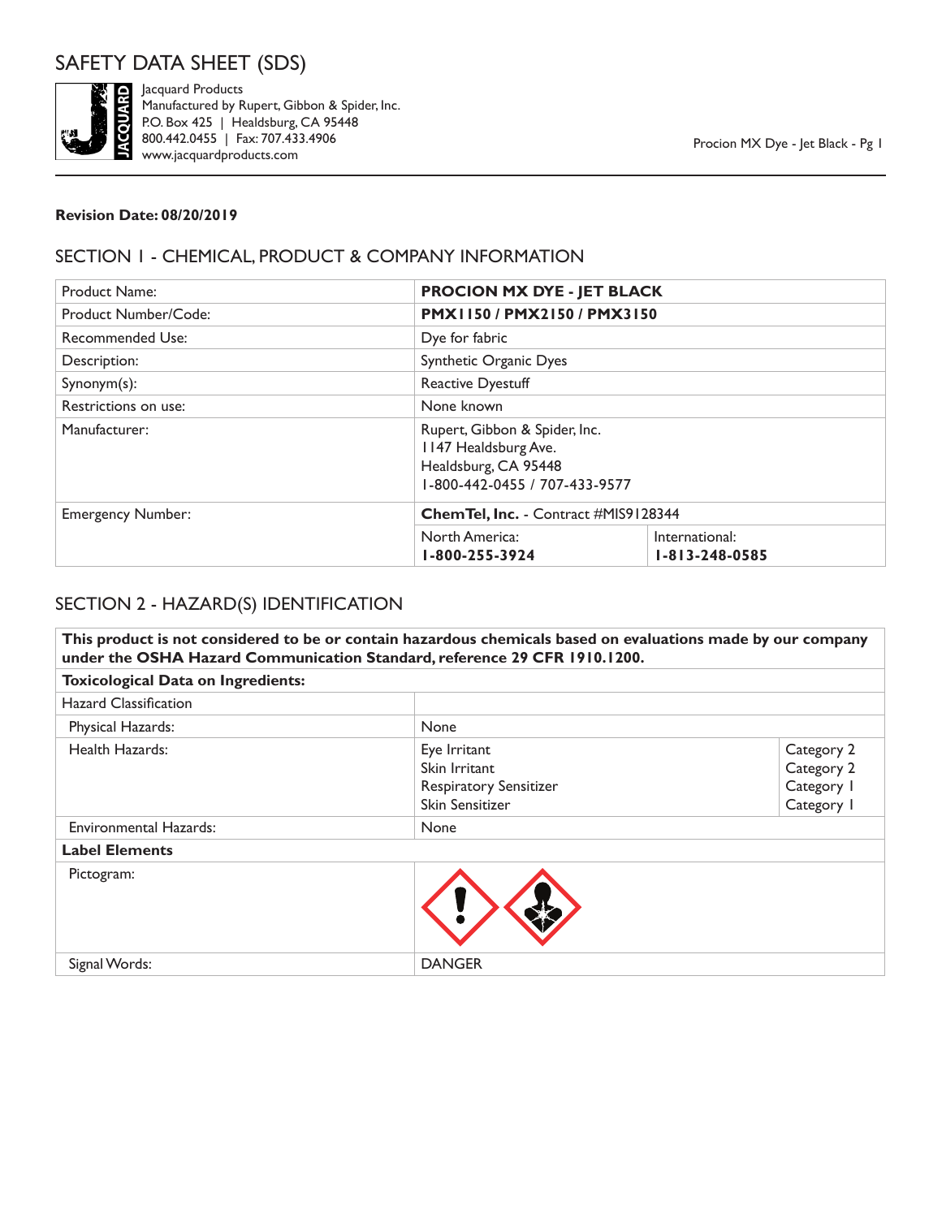# SAFETY DATA SHEET (SDS)

Jacquard Products
Manufactured by Rupert, Gibbon & Spider, Inc.
P.O. Box 425 | Healdsburg, CA 95448
800.442.0455 | Fax: 707.433.4906
www.jacquardproducts.com

**Revision Date: 08/20/2019**

## SECTION 1 - CHEMICAL, PRODUCT & COMPANY INFORMATION

| | | |
|---|---|---|
| Product Name: | **PROCION MX DYE - JET BLACK** | |
| Product Number/Code: | **PMX1150 / PMX2150 / PMX3150** | |
| Recommended Use: | Dye for fabric | |
| Description: | Synthetic Organic Dyes | |
| Synonym(s): | Reactive Dyestuff | |
| Restrictions on use: | None known | |
| Manufacturer: | Rupert, Gibbon & Spider, Inc.<br>1147 Healdsburg Ave.<br>Healdsburg, CA 95448<br>1-800-442-0455 / 707-433-9577 | |
| Emergency Number: | **ChemTel, Inc.** - Contract #MIS9128344 | |
| | North America:<br>**1-800-255-3924** | International:<br>**1-813-248-0585** |

## SECTION 2 - HAZARD(S) IDENTIFICATION

| | | |
|---|---|---|
| **This product is not considered to be or contain hazardous chemicals based on evaluations made by our company under the OSHA Hazard Communication Standard, reference 29 CFR 1910.1200.** | | |
| **Toxicological Data on Ingredients:** | | |
| Hazard Classification | | |
| Physical Hazards: | None | |
| Health Hazards: | Eye Irritant<br>Skin Irritant<br>Respiratory Sensitizer<br>Skin Sensitizer | Category 2<br>Category 2<br>Category 1<br>Category 1 |
| Environmental Hazards: | None | |
| **Label Elements** | | |
| Pictogram: | | |
| Signal Words: | DANGER | |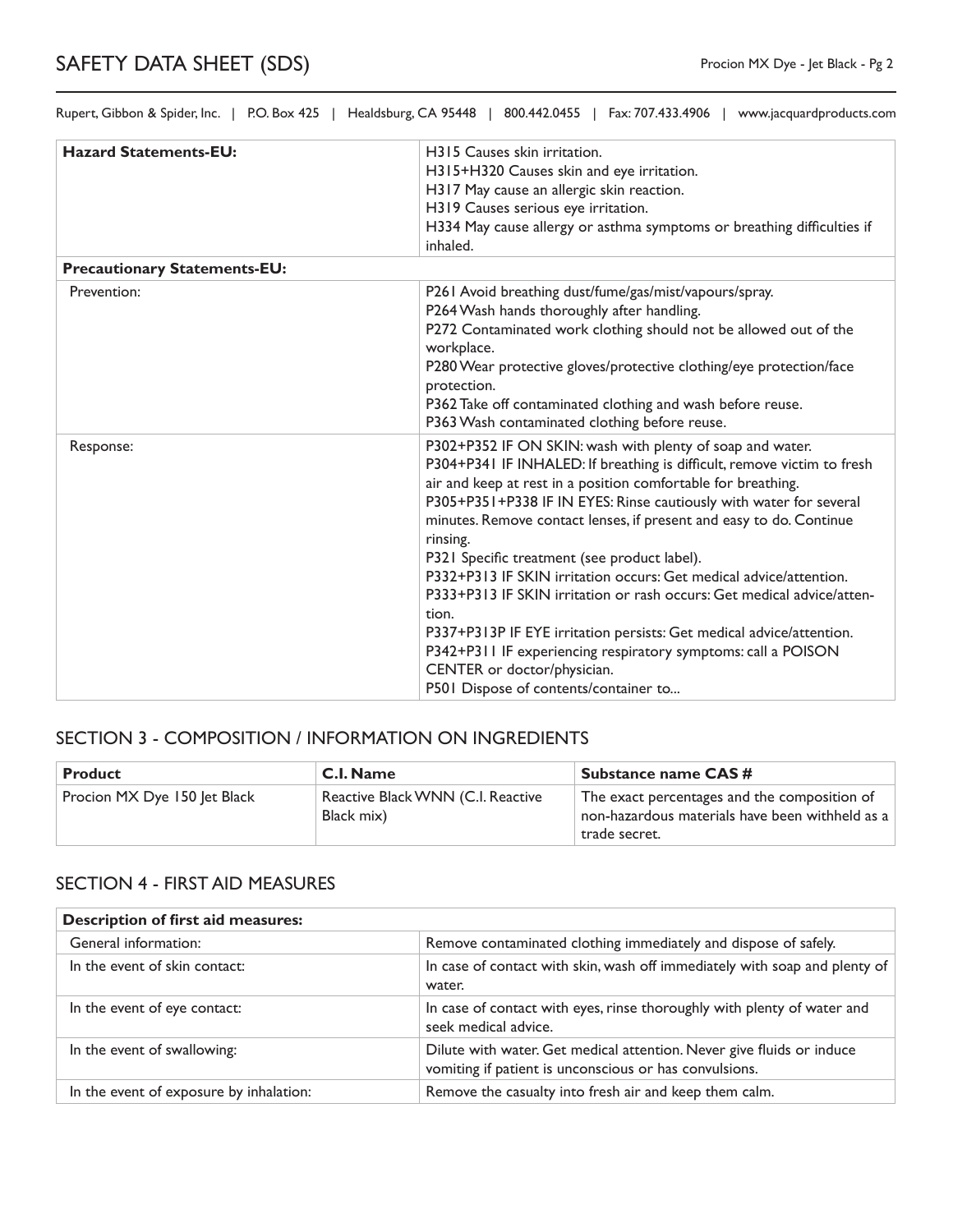| Hazard Statements-EU: | H315 Causes skin irritation.<br>H315+H320 Causes skin and eye irritation.<br>H317 May cause an allergic skin reaction.<br>H319 Causes serious eye irritation.<br>H334 May cause allergy or asthma symptoms or breathing difficulties if inhaled. |
|---|---|
| **Precautionary Statements-EU:** | |
| Prevention: | P261 Avoid breathing dust/fume/gas/mist/vapours/spray.<br>P264 Wash hands thoroughly after handling.<br>P272 Contaminated work clothing should not be allowed out of the workplace.<br>P280 Wear protective gloves/protective clothing/eye protection/face protection.<br>P362 Take off contaminated clothing and wash before reuse.<br>P363 Wash contaminated clothing before reuse. |
| Response: | P302+P352 IF ON SKIN: wash with plenty of soap and water.<br>P304+P341 IF INHALED: If breathing is difficult, remove victim to fresh air and keep at rest in a position comfortable for breathing.<br>P305+P351+P338 IF IN EYES: Rinse cautiously with water for several minutes. Remove contact lenses, if present and easy to do. Continue rinsing.<br>P321 Specific treatment (see product label).<br>P332+P313 IF SKIN irritation occurs: Get medical advice/attention.<br>P333+P313 IF SKIN irritation or rash occurs: Get medical advice/attention.<br>P337+P313P IF EYE irritation persists: Get medical advice/attention.<br>P342+P311 IF experiencing respiratory symptoms: call a POISON CENTER or doctor/physician.<br>P501 Dispose of contents/container to... |

## SECTION 3 - COMPOSITION / INFORMATION ON INGREDIENTS

| Product | C.I. Name | Substance name CAS # |
|---|---|---|
| Procion MX Dye 150 Jet Black | Reactive Black WNN (C.I. Reactive Black mix) | The exact percentages and the composition of non-hazardous materials have been withheld as a trade secret. |

## SECTION 4 - FIRST AID MEASURES

| Description of first aid measures: | |
|---|---|
| General information: | Remove contaminated clothing immediately and dispose of safely. |
| In the event of skin contact: | In case of contact with skin, wash off immediately with soap and plenty of water. |
| In the event of eye contact: | In case of contact with eyes, rinse thoroughly with plenty of water and seek medical advice. |
| In the event of swallowing: | Dilute with water. Get medical attention. Never give fluids or induce vomiting if patient is unconscious or has convulsions. |
| In the event of exposure by inhalation: | Remove the casualty into fresh air and keep them calm. |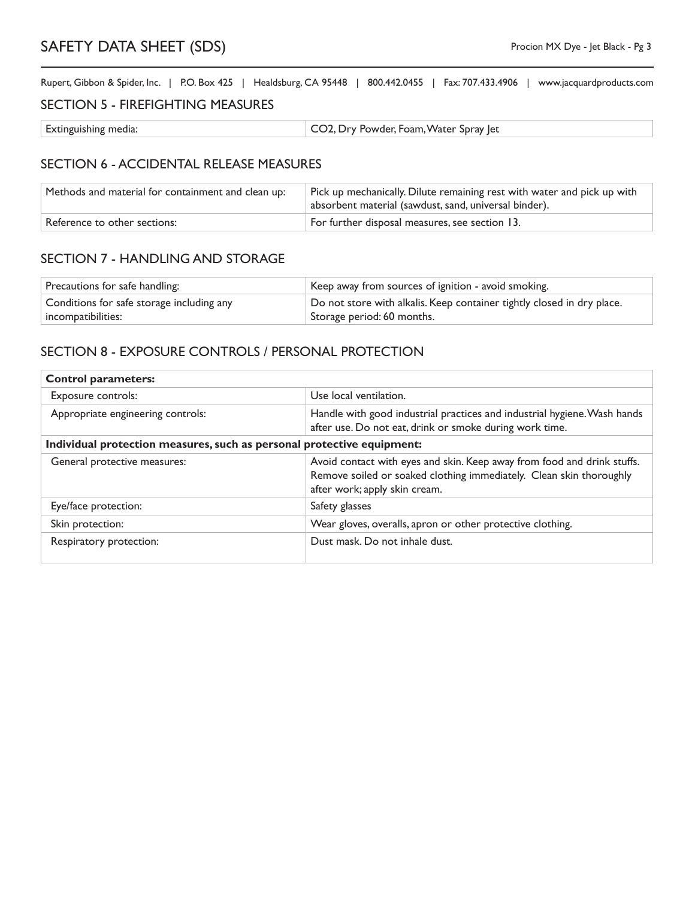## SECTION 5 - FIREFIGHTING MEASURES

| | |
|---|---|
| Extinguishing media: | CO2, Dry Powder, Foam, Water Spray Jet |

## SECTION 6 - ACCIDENTAL RELEASE MEASURES

| | |
|---|---|
| Methods and material for containment and clean up: | Pick up mechanically. Dilute remaining rest with water and pick up with absorbent material (sawdust, sand, universal binder). |
| Reference to other sections: | For further disposal measures, see section 13. |

## SECTION 7 - HANDLING AND STORAGE

| | |
|---|---|
| Precautions for safe handling: | Keep away from sources of ignition - avoid smoking. |
| Conditions for safe storage including any incompatibilities: | Do not store with alkalis. Keep container tightly closed in dry place. Storage period: 60 months. |

## SECTION 8 - EXPOSURE CONTROLS / PERSONAL PROTECTION

| **Control parameters:** | |
|---|---|
| Exposure controls: | Use local ventilation. |
| Appropriate engineering controls: | Handle with good industrial practices and industrial hygiene. Wash hands after use. Do not eat, drink or smoke during work time. |
| **Individual protection measures, such as personal protective equipment:** | |
| General protective measures: | Avoid contact with eyes and skin. Keep away from food and drink stuffs. Remove soiled or soaked clothing immediately. Clean skin thoroughly after work; apply skin cream. |
| Eye/face protection: | Safety glasses |
| Skin protection: | Wear gloves, overalls, apron or other protective clothing. |
| Respiratory protection: | Dust mask. Do not inhale dust. |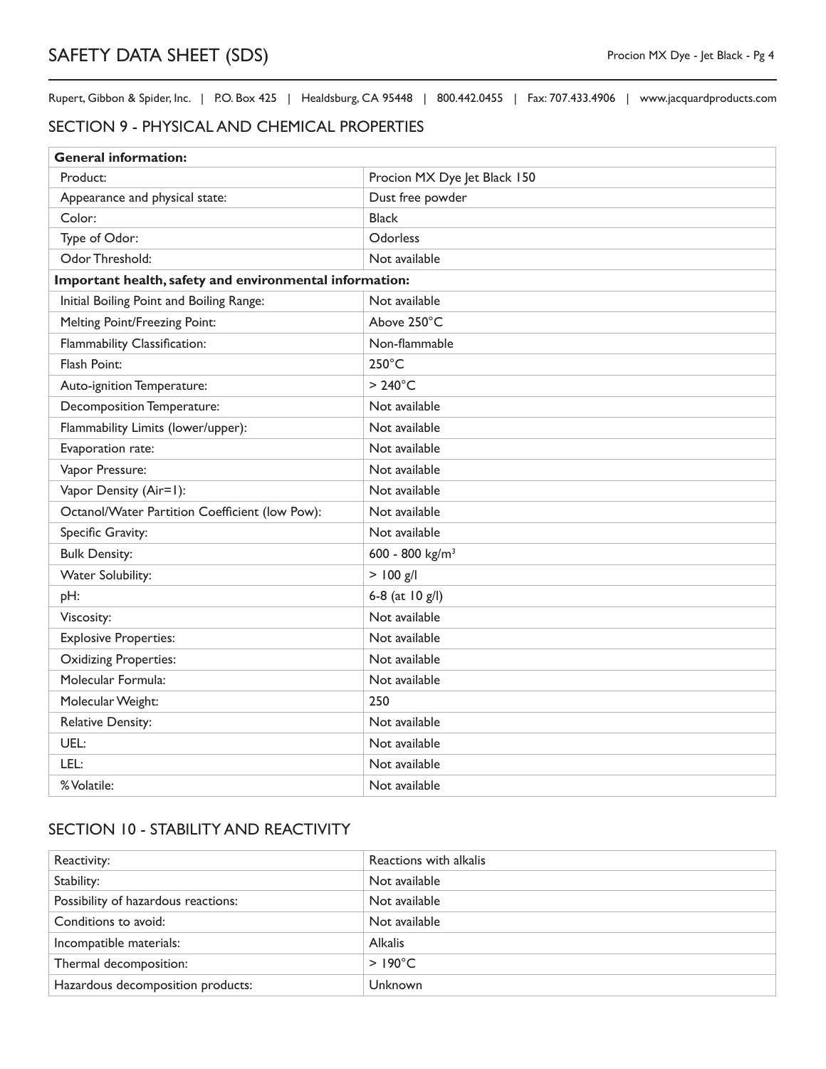## SECTION 9 - PHYSICAL AND CHEMICAL PROPERTIES

| **General information:** | |
|---|---|
| Product: | Procion MX Dye Jet Black 150 |
| Appearance and physical state: | Dust free powder |
| Color: | Black |
| Type of Odor: | Odorless |
| Odor Threshold: | Not available |
| **Important health, safety and environmental information:** | |
| Initial Boiling Point and Boiling Range: | Not available |
| Melting Point/Freezing Point: | Above 250°C |
| Flammability Classification: | Non-flammable |
| Flash Point: | 250°C |
| Auto-ignition Temperature: | > 240°C |
| Decomposition Temperature: | Not available |
| Flammability Limits (lower/upper): | Not available |
| Evaporation rate: | Not available |
| Vapor Pressure: | Not available |
| Vapor Density (Air=1): | Not available |
| Octanol/Water Partition Coefficient (low Pow): | Not available |
| Specific Gravity: | Not available |
| Bulk Density: | 600 - 800 $kg/m^3$ |
| Water Solubility: | > 100 g/l |
| pH: | 6-8 (at 10 g/l) |
| Viscosity: | Not available |
| Explosive Properties: | Not available |
| Oxidizing Properties: | Not available |
| Molecular Formula: | Not available |
| Molecular Weight: | 250 |
| Relative Density: | Not available |
| UEL: | Not available |
| LEL: | Not available |
| % Volatile: | Not available |

## SECTION 10 - STABILITY AND REACTIVITY

| | |
|---|---|
| Reactivity: | Reactions with alkalis |
| Stability: | Not available |
| Possibility of hazardous reactions: | Not available |
| Conditions to avoid: | Not available |
| Incompatible materials: | Alkalis |
| Thermal decomposition: | > 190°C |
| Hazardous decomposition products: | Unknown |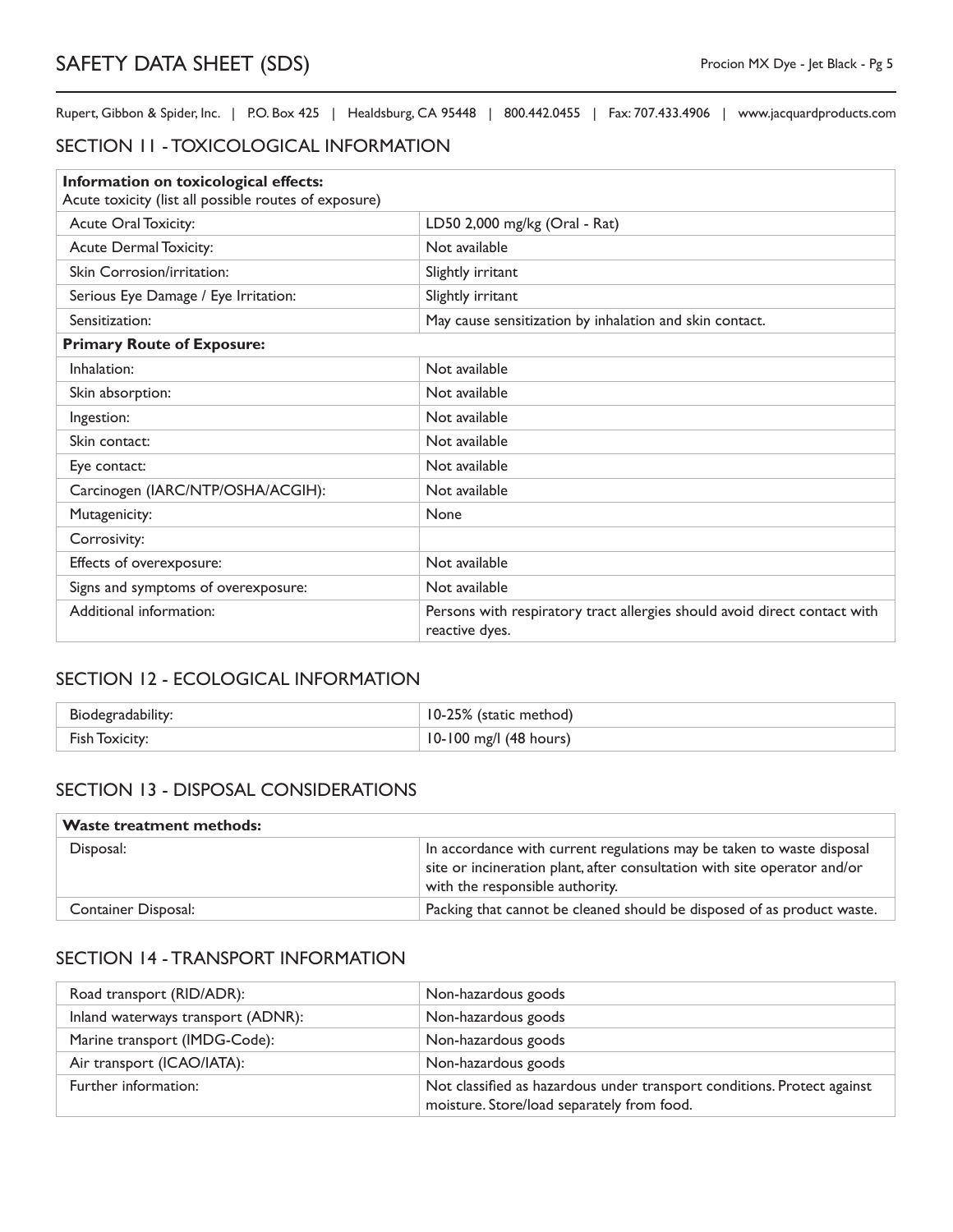## SECTION 11 - TOXICOLOGICAL INFORMATION

| **Information on toxicological effects:** Acute toxicity (list all possible routes of exposure) | |
|---|---|
| Acute Oral Toxicity: | LD50 2,000 mg/kg (Oral - Rat) |
| Acute Dermal Toxicity: | Not available |
| Skin Corrosion/irritation: | Slightly irritant |
| Serious Eye Damage / Eye Irritation: | Slightly irritant |
| Sensitization: | May cause sensitization by inhalation and skin contact. |
| **Primary Route of Exposure:** | |
| Inhalation: | Not available |
| Skin absorption: | Not available |
| Ingestion: | Not available |
| Skin contact: | Not available |
| Eye contact: | Not available |
| Carcinogen (IARC/NTP/OSHA/ACGIH): | Not available |
| Mutagenicity: | None |
| Corrosivity: | |
| Effects of overexposure: | Not available |
| Signs and symptoms of overexposure: | Not available |
| Additional information: | Persons with respiratory tract allergies should avoid direct contact with reactive dyes. |

## SECTION 12 - ECOLOGICAL INFORMATION

| | |
|---|---|
| Biodegradability: | 10-25% (static method) |
| Fish Toxicity: | 10-100 mg/l (48 hours) |

## SECTION 13 - DISPOSAL CONSIDERATIONS

| **Waste treatment methods:** | |
|---|---|
| Disposal: | In accordance with current regulations may be taken to waste disposal site or incineration plant, after consultation with site operator and/or with the responsible authority. |
| Container Disposal: | Packing that cannot be cleaned should be disposed of as product waste. |

## SECTION 14 - TRANSPORT INFORMATION

| | |
|---|---|
| Road transport (RID/ADR): | Non-hazardous goods |
| Inland waterways transport (ADNR): | Non-hazardous goods |
| Marine transport (IMDG-Code): | Non-hazardous goods |
| Air transport (ICAO/IATA): | Non-hazardous goods |
| Further information: | Not classified as hazardous under transport conditions. Protect against moisture. Store/load separately from food. |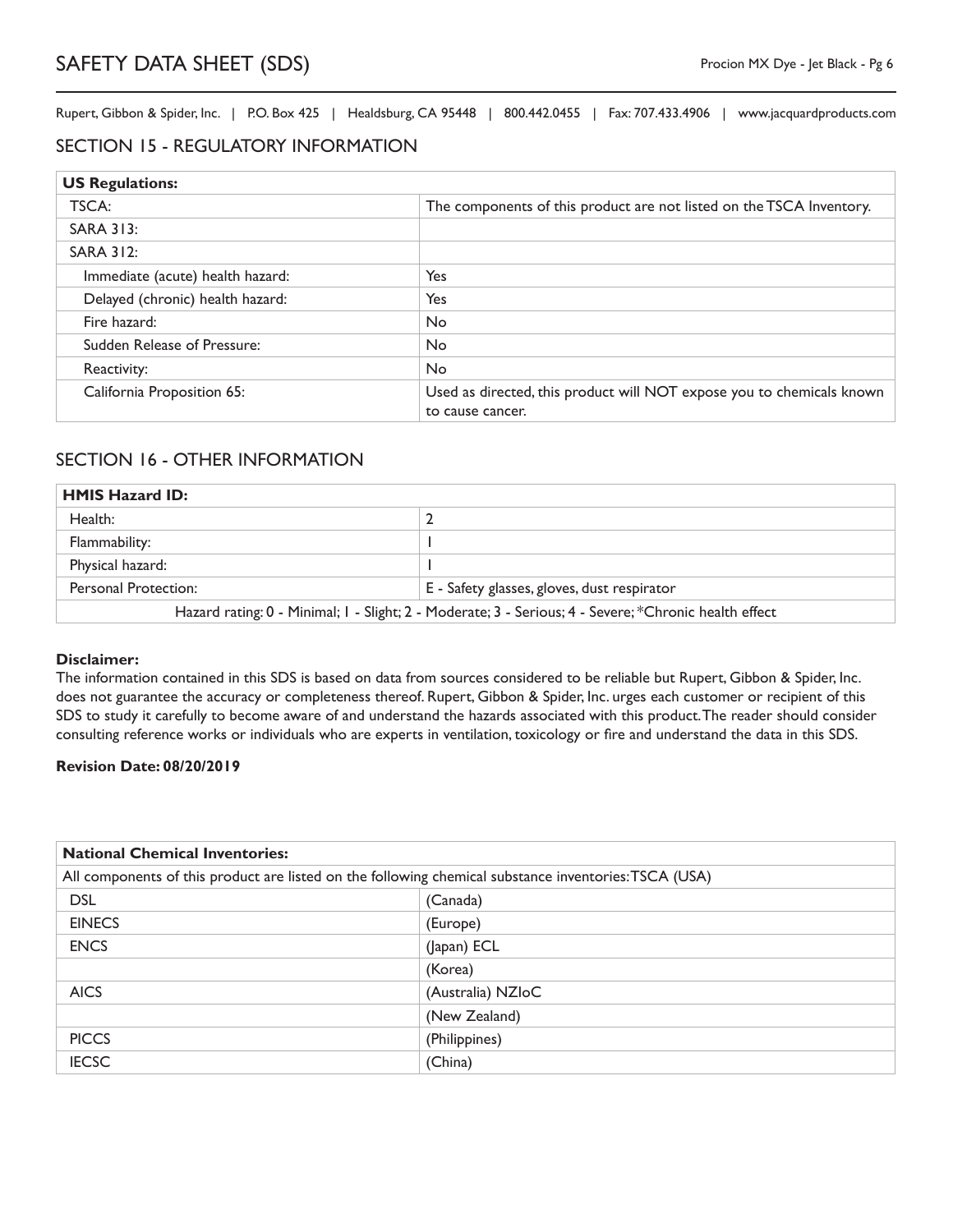## SECTION 15 - REGULATORY INFORMATION

| US Regulations: | |
|---|---|
| TSCA: | The components of this product are not listed on the TSCA Inventory. |
| SARA 313: | |
| SARA 312: | |
| Immediate (acute) health hazard: | Yes |
| Delayed (chronic) health hazard: | Yes |
| Fire hazard: | No |
| Sudden Release of Pressure: | No |
| Reactivity: | No |
| California Proposition 65: | Used as directed, this product will NOT expose you to chemicals known to cause cancer. |

## SECTION 16 - OTHER INFORMATION

| HMIS Hazard ID: | |
|---|---|
| Health: | 2 |
| Flammability: | 1 |
| Physical hazard: | 1 |
| Personal Protection: | E - Safety glasses, gloves, dust respirator |
| Hazard rating: 0 - Minimal; 1 - Slight; 2 - Moderate; 3 - Serious; 4 - Severe; *Chronic health effect | |

**Disclaimer:**

The information contained in this SDS is based on data from sources considered to be reliable but Rupert, Gibbon & Spider, Inc. does not guarantee the accuracy or completeness thereof. Rupert, Gibbon & Spider, Inc. urges each customer or recipient of this SDS to study it carefully to become aware of and understand the hazards associated with this product. The reader should consider consulting reference works or individuals who are experts in ventilation, toxicology or fire and understand the data in this SDS.

**Revision Date: 08/20/2019**

| National Chemical Inventories: | |
|---|---|
| All components of this product are listed on the following chemical substance inventories: TSCA (USA) | |
| DSL | (Canada) |
| EINECS | (Europe) |
| ENCS | (Japan) ECL |
| | (Korea) |
| AICS | (Australia) NZIoC |
| | (New Zealand) |
| PICCS | (Philippines) |
| IECSC | (China) |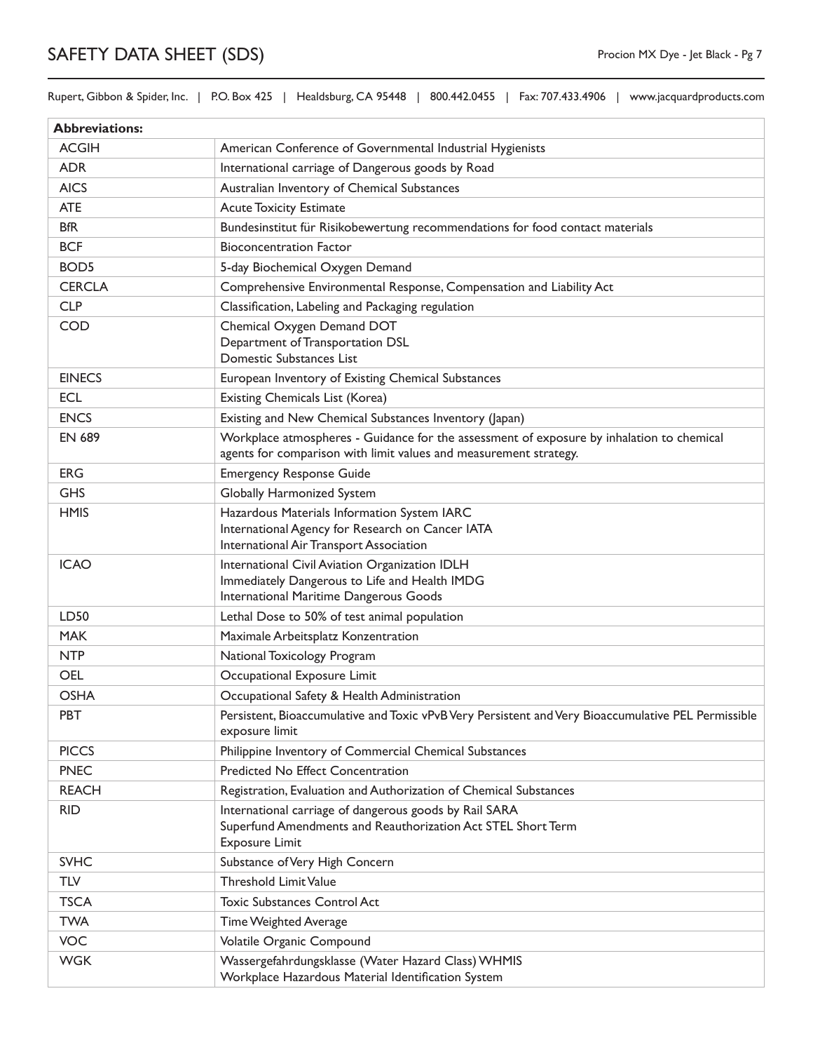| Abbreviations: | |
|---|---|
| ACGIH | American Conference of Governmental Industrial Hygienists |
| ADR | International carriage of Dangerous goods by Road |
| AICS | Australian Inventory of Chemical Substances |
| ATE | Acute Toxicity Estimate |
| BfR | Bundesinstitut für Risikobewertung recommendations for food contact materials |
| BCF | Bioconcentration Factor |
| BOD5 | 5-day Biochemical Oxygen Demand |
| CERCLA | Comprehensive Environmental Response, Compensation and Liability Act |
| CLP | Classification, Labeling and Packaging regulation |
| COD | Chemical Oxygen Demand DOT<br>Department of Transportation DSL<br>Domestic Substances List |
| EINECS | European Inventory of Existing Chemical Substances |
| ECL | Existing Chemicals List (Korea) |
| ENCS | Existing and New Chemical Substances Inventory (Japan) |
| EN 689 | Workplace atmospheres - Guidance for the assessment of exposure by inhalation to chemical agents for comparison with limit values and measurement strategy. |
| ERG | Emergency Response Guide |
| GHS | Globally Harmonized System |
| HMIS | Hazardous Materials Information System IARC<br>International Agency for Research on Cancer IATA<br>International Air Transport Association |
| ICAO | International Civil Aviation Organization IDLH<br>Immediately Dangerous to Life and Health IMDG<br>International Maritime Dangerous Goods |
| LD50 | Lethal Dose to 50% of test animal population |
| MAK | Maximale Arbeitsplatz Konzentration |
| NTP | National Toxicology Program |
| OEL | Occupational Exposure Limit |
| OSHA | Occupational Safety & Health Administration |
| PBT | Persistent, Bioaccumulative and Toxic vPvB Very Persistent and Very Bioaccumulative PEL Permissible exposure limit |
| PICCS | Philippine Inventory of Commercial Chemical Substances |
| PNEC | Predicted No Effect Concentration |
| REACH | Registration, Evaluation and Authorization of Chemical Substances |
| RID | International carriage of dangerous goods by Rail SARA<br>Superfund Amendments and Reauthorization Act STEL Short Term<br>Exposure Limit |
| SVHC | Substance of Very High Concern |
| TLV | Threshold Limit Value |
| TSCA | Toxic Substances Control Act |
| TWA | Time Weighted Average |
| VOC | Volatile Organic Compound |
| WGK | Wassergefahrdungsklasse (Water Hazard Class) WHMIS<br>Workplace Hazardous Material Identification System |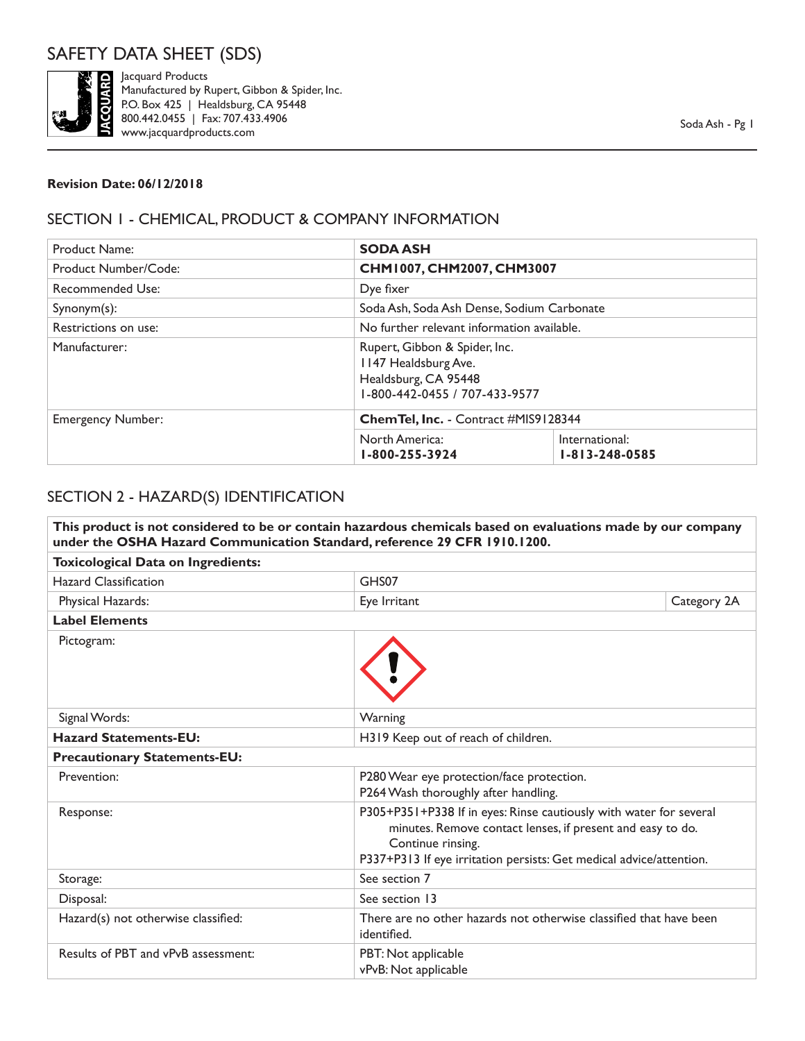# SAFETY DATA SHEET (SDS)

Jacquard Products
Manufactured by Rupert, Gibbon & Spider, Inc.
P.O. Box 425 | Healdsburg, CA 95448
800.442.0455 | Fax: 707.433.4906
www.jacquardproducts.com

**Revision Date: 06/12/2018**

## SECTION 1 - CHEMICAL, PRODUCT & COMPANY INFORMATION

| Product Name: | **SODA ASH** | |
|---|---|---|
| Product Number/Code: | **CHM1007, CHM2007, CHM3007** | |
| Recommended Use: | Dye fixer | |
| Synonym(s): | Soda Ash, Soda Ash Dense, Sodium Carbonate | |
| Restrictions on use: | No further relevant information available. | |
| Manufacturer: | Rupert, Gibbon & Spider, Inc.<br>1147 Healdsburg Ave.<br>Healdsburg, CA 95448<br>1-800-442-0455 / 707-433-9577 | |
| Emergency Number: | **ChemTel, Inc.** - Contract #MIS9128344 | |
| | North America:<br>**1-800-255-3924** | International:<br>**1-813-248-0585** |

## SECTION 2 - HAZARD(S) IDENTIFICATION

| **This product is not considered to be or contain hazardous chemicals based on evaluations made by our company under the OSHA Hazard Communication Standard, reference 29 CFR 1910.1200.** | | |
|---|---|---|
| **Toxicological Data on Ingredients:** | | |
| Hazard Classification | GHS07 | |
| Physical Hazards: | Eye Irritant | Category 2A |
| **Label Elements** | | |
| Pictogram: | | |
| Signal Words: | Warning | |
| **Hazard Statements-EU:** | H319 Keep out of reach of children. | |
| **Precautionary Statements-EU:** | | |
| Prevention: | P280 Wear eye protection/face protection.<br>P264 Wash thoroughly after handling. | |
| Response: | P305+P351+P338 If in eyes: Rinse cautiously with water for several minutes. Remove contact lenses, if present and easy to do. Continue rinsing.<br>P337+P313 If eye irritation persists: Get medical advice/attention. | |
| Storage: | See section 7 | |
| Disposal: | See section 13 | |
| Hazard(s) not otherwise classified: | There are no other hazards not otherwise classified that have been identified. | |
| Results of PBT and vPvB assessment: | PBT: Not applicable<br>vPvB: Not applicable | |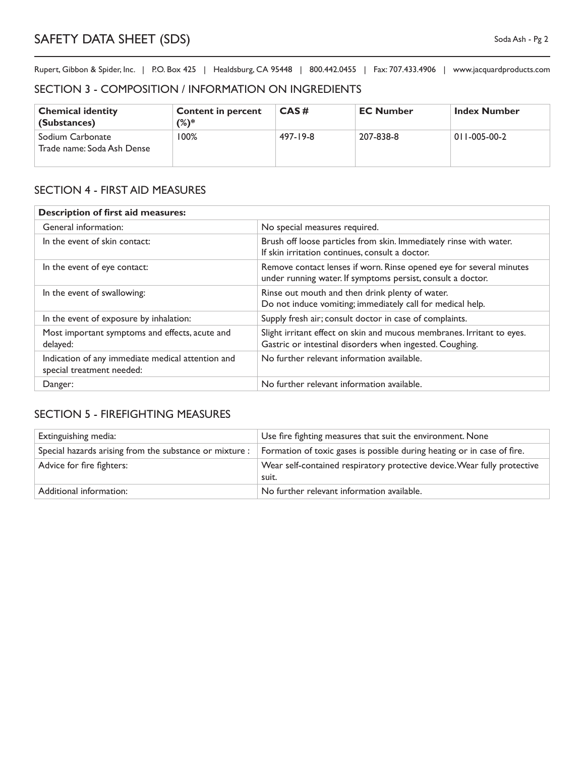Rupert, Gibbon & Spider, Inc. | P.O. Box 425 | Healdsburg, CA 95448 | 800.442.0455 | Fax: 707.433.4906 | www.jacquardproducts.com

## SECTION 3 - COMPOSITION / INFORMATION ON INGREDIENTS

| **Chemical identity (Substances)** | **Content in percent (%)*** | **CAS #** | **EC Number** | **Index Number** |
|---|---|---|---|---|
| Sodium Carbonate<br>Trade name: Soda Ash Dense | 100% | 497-19-8 | 207-838-8 | 011-005-00-2 |

## SECTION 4 - FIRST AID MEASURES

| **Description of first aid measures:** | |
|---|---|
| General information: | No special measures required. |
| In the event of skin contact: | Brush off loose particles from skin. Immediately rinse with water.<br>If skin irritation continues, consult a doctor. |
| In the event of eye contact: | Remove contact lenses if worn. Rinse opened eye for several minutes under running water. If symptoms persist, consult a doctor. |
| In the event of swallowing: | Rinse out mouth and then drink plenty of water.<br>Do not induce vomiting; immediately call for medical help. |
| In the event of exposure by inhalation: | Supply fresh air; consult doctor in case of complaints. |
| Most important symptoms and effects, acute and delayed: | Slight irritant effect on skin and mucous membranes. Irritant to eyes. Gastric or intestinal disorders when ingested. Coughing. |
| Indication of any immediate medical attention and special treatment needed: | No further relevant information available. |
| Danger: | No further relevant information available. |

## SECTION 5 - FIREFIGHTING MEASURES

| | |
|---|---|
| Extinguishing media: | Use fire fighting measures that suit the environment. None |
| Special hazards arising from the substance or mixture : | Formation of toxic gases is possible during heating or in case of fire. |
| Advice for fire fighters: | Wear self-contained respiratory protective device. Wear fully protective suit. |
| Additional information: | No further relevant information available. |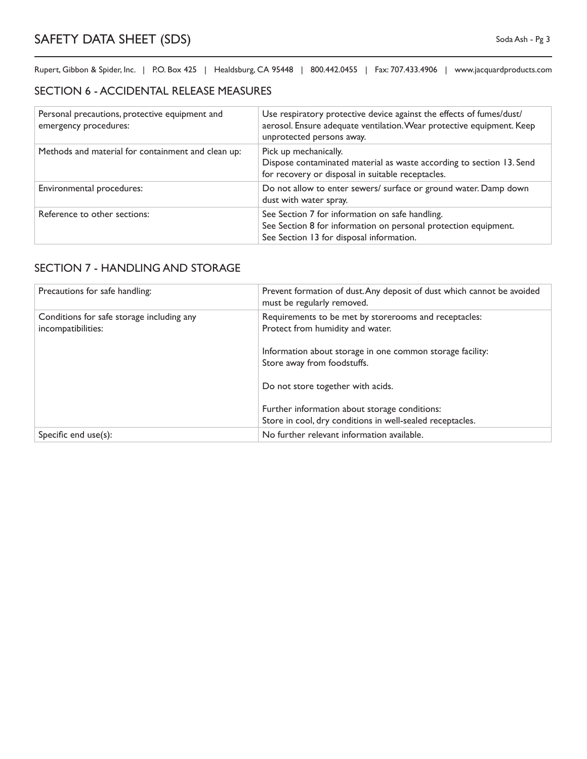## SECTION 6 - ACCIDENTAL RELEASE MEASURES

| | |
|---|---|
| Personal precautions, protective equipment and emergency procedures: | Use respiratory protective device against the effects of fumes/dust/ aerosol. Ensure adequate ventilation. Wear protective equipment. Keep unprotected persons away. |
| Methods and material for containment and clean up: | Pick up mechanically.<br>Dispose contaminated material as waste according to section 13. Send for recovery or disposal in suitable receptacles. |
| Environmental procedures: | Do not allow to enter sewers/ surface or ground water. Damp down dust with water spray. |
| Reference to other sections: | See Section 7 for information on safe handling.<br>See Section 8 for information on personal protection equipment.<br>See Section 13 for disposal information. |

## SECTION 7 - HANDLING AND STORAGE

| | |
|---|---|
| Precautions for safe handling: | Prevent formation of dust. Any deposit of dust which cannot be avoided must be regularly removed. |
| Conditions for safe storage including any incompatibilities: | Requirements to be met by storerooms and receptacles:<br>Protect from humidity and water.<br><br>Information about storage in one common storage facility:<br>Store away from foodstuffs.<br><br>Do not store together with acids.<br><br>Further information about storage conditions:<br>Store in cool, dry conditions in well-sealed receptacles. |
| Specific end use(s): | No further relevant information available. |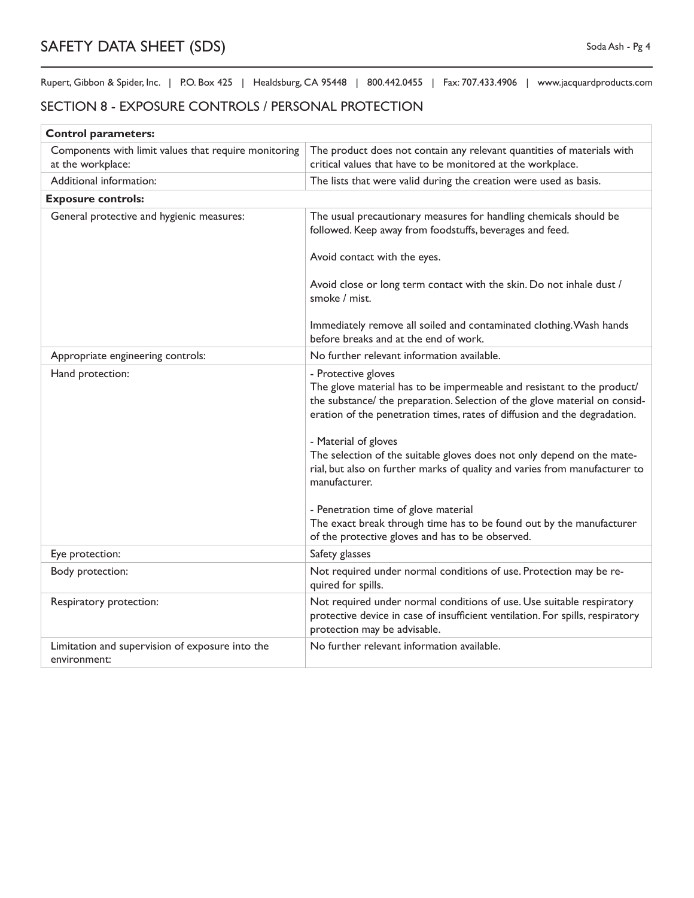Rupert, Gibbon & Spider, Inc. | P.O. Box 425 | Healdsburg, CA 95448 | 800.442.0455 | Fax: 707.433.4906 | www.jacquardproducts.com

## SECTION 8 - EXPOSURE CONTROLS / PERSONAL PROTECTION

| **Control parameters:** | |
|---|---|
| Components with limit values that require monitoring at the workplace: | The product does not contain any relevant quantities of materials with critical values that have to be monitored at the workplace. |
| Additional information: | The lists that were valid during the creation were used as basis. |
| **Exposure controls:** | |
| General protective and hygienic measures: | The usual precautionary measures for handling chemicals should be followed. Keep away from foodstuffs, beverages and feed.<br><br>Avoid contact with the eyes.<br><br>Avoid close or long term contact with the skin. Do not inhale dust / smoke / mist.<br><br>Immediately remove all soiled and contaminated clothing. Wash hands before breaks and at the end of work. |
| Appropriate engineering controls: | No further relevant information available. |
| Hand protection: | - Protective gloves<br>The glove material has to be impermeable and resistant to the product/ the substance/ the preparation. Selection of the glove material on consideration of the penetration times, rates of diffusion and the degradation.<br><br>- Material of gloves<br>The selection of the suitable gloves does not only depend on the material, but also on further marks of quality and varies from manufacturer to manufacturer.<br><br>- Penetration time of glove material<br>The exact break through time has to be found out by the manufacturer of the protective gloves and has to be observed. |
| Eye protection: | Safety glasses |
| Body protection: | Not required under normal conditions of use. Protection may be required for spills. |
| Respiratory protection: | Not required under normal conditions of use. Use suitable respiratory protective device in case of insufficient ventilation. For spills, respiratory protection may be advisable. |
| Limitation and supervision of exposure into the environment: | No further relevant information available. |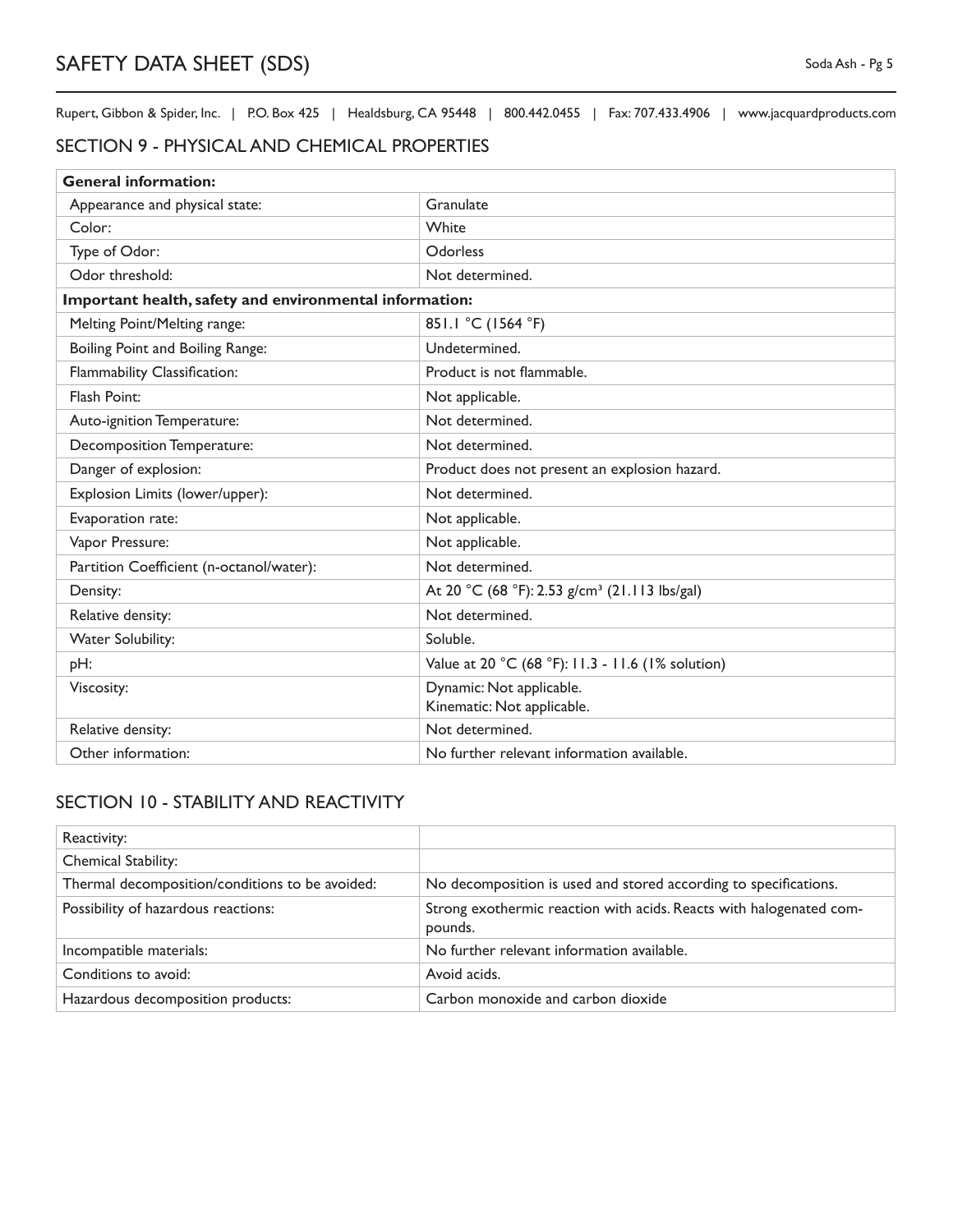Rupert, Gibbon & Spider, Inc. | P.O. Box 425 | Healdsburg, CA 95448 | 800.442.0455 | Fax: 707.433.4906 | www.jacquardproducts.com

## SECTION 9 - PHYSICAL AND CHEMICAL PROPERTIES

| **General information:** | |
|---|---|
| Appearance and physical state: | Granulate |
| Color: | White |
| Type of Odor: | Odorless |
| Odor threshold: | Not determined. |
| **Important health, safety and environmental information:** | |
| Melting Point/Melting range: | 851.1 °C (1564 °F) |
| Boiling Point and Boiling Range: | Undetermined. |
| Flammability Classification: | Product is not flammable. |
| Flash Point: | Not applicable. |
| Auto-ignition Temperature: | Not determined. |
| Decomposition Temperature: | Not determined. |
| Danger of explosion: | Product does not present an explosion hazard. |
| Explosion Limits (lower/upper): | Not determined. |
| Evaporation rate: | Not applicable. |
| Vapor Pressure: | Not applicable. |
| Partition Coefficient (n-octanol/water): | Not determined. |
| Density: | At 20 °C (68 °F): 2.53 g/cm³ (21.113 lbs/gal) |
| Relative density: | Not determined. |
| Water Solubility: | Soluble. |
| pH: | Value at 20 °C (68 °F): 11.3 - 11.6 (1% solution) |
| Viscosity: | Dynamic: Not applicable.<br>Kinematic: Not applicable. |
| Relative density: | Not determined. |
| Other information: | No further relevant information available. |

## SECTION 10 - STABILITY AND REACTIVITY

| Reactivity: | |
|---|---|
| Chemical Stability: | |
| Thermal decomposition/conditions to be avoided: | No decomposition is used and stored according to specifications. |
| Possibility of hazardous reactions: | Strong exothermic reaction with acids. Reacts with halogenated compounds. |
| Incompatible materials: | No further relevant information available. |
| Conditions to avoid: | Avoid acids. |
| Hazardous decomposition products: | Carbon monoxide and carbon dioxide |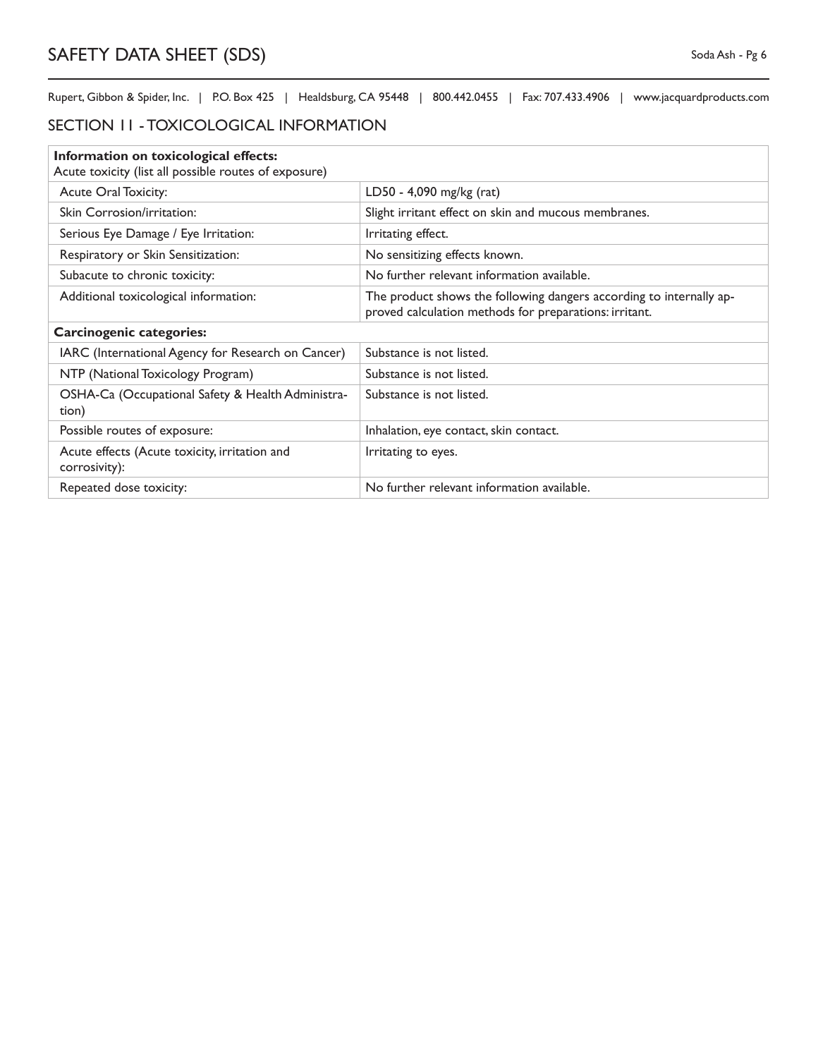## SECTION 11 - TOXICOLOGICAL INFORMATION

| **Information on toxicological effects:** Acute toxicity (list all possible routes of exposure) | |
|---|---|
| Acute Oral Toxicity: | LD50 - 4,090 mg/kg (rat) |
| Skin Corrosion/irritation: | Slight irritant effect on skin and mucous membranes. |
| Serious Eye Damage / Eye Irritation: | Irritating effect. |
| Respiratory or Skin Sensitization: | No sensitizing effects known. |
| Subacute to chronic toxicity: | No further relevant information available. |
| Additional toxicological information: | The product shows the following dangers according to internally approved calculation methods for preparations: irritant. |
| **Carcinogenic categories:** | |
| IARC (International Agency for Research on Cancer) | Substance is not listed. |
| NTP (National Toxicology Program) | Substance is not listed. |
| OSHA-Ca (Occupational Safety & Health Administration) | Substance is not listed. |
| Possible routes of exposure: | Inhalation, eye contact, skin contact. |
| Acute effects (Acute toxicity, irritation and corrosivity): | Irritating to eyes. |
| Repeated dose toxicity: | No further relevant information available. |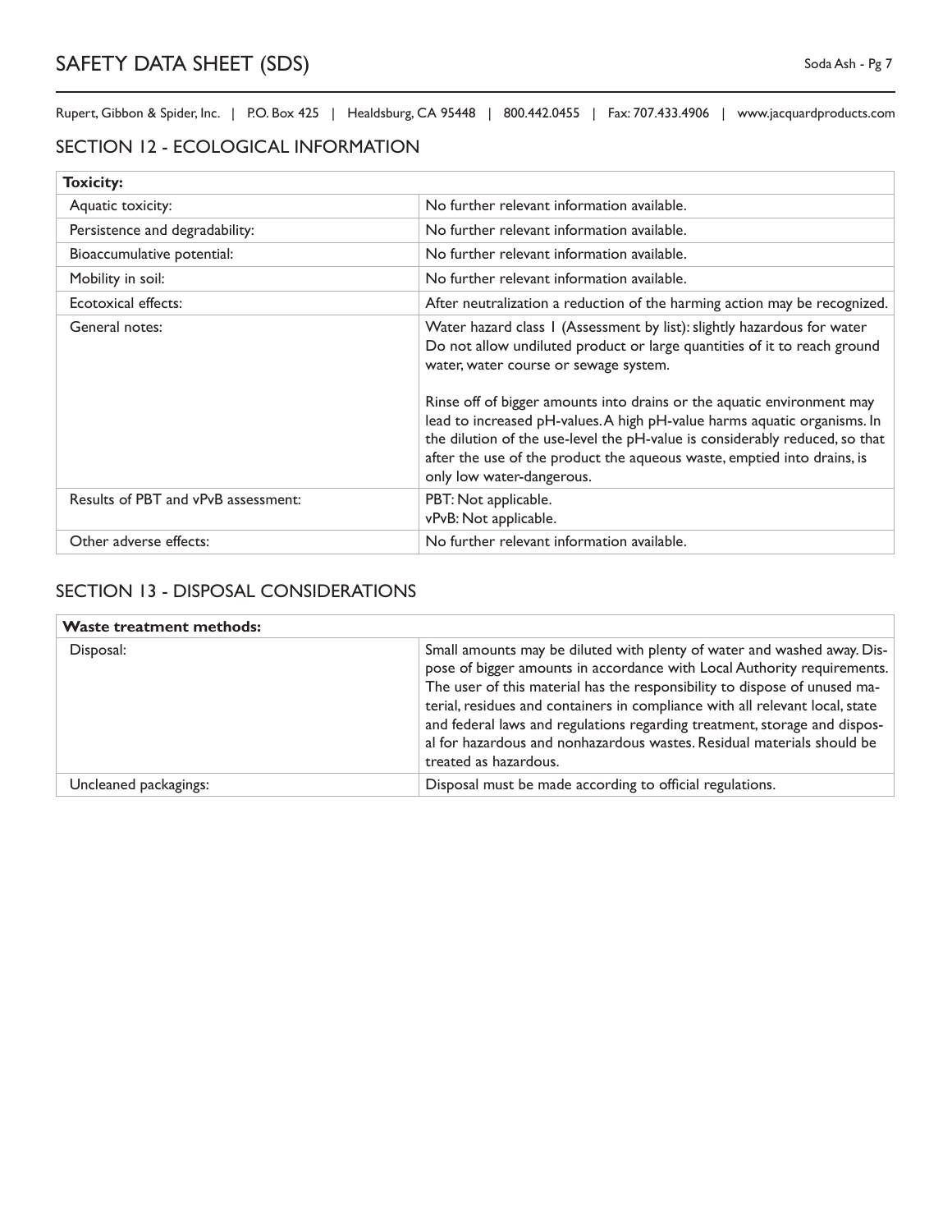## SECTION 12 - ECOLOGICAL INFORMATION

| **Toxicity:** | |
|---|---|
| Aquatic toxicity: | No further relevant information available. |
| Persistence and degradability: | No further relevant information available. |
| Bioaccumulative potential: | No further relevant information available. |
| Mobility in soil: | No further relevant information available. |
| Ecotoxical effects: | After neutralization a reduction of the harming action may be recognized. |
| General notes: | Water hazard class 1 (Assessment by list): slightly hazardous for water Do not allow undiluted product or large quantities of it to reach ground water, water course or sewage system.<br><br>Rinse off of bigger amounts into drains or the aquatic environment may lead to increased pH-values. A high pH-value harms aquatic organisms. In the dilution of the use-level the pH-value is considerably reduced, so that after the use of the product the aqueous waste, emptied into drains, is only low water-dangerous. |
| Results of PBT and vPvB assessment: | PBT: Not applicable.<br>vPvB: Not applicable. |
| Other adverse effects: | No further relevant information available. |

## SECTION 13 - DISPOSAL CONSIDERATIONS

| **Waste treatment methods:** | |
|---|---|
| Disposal: | Small amounts may be diluted with plenty of water and washed away. Dispose of bigger amounts in accordance with Local Authority requirements. The user of this material has the responsibility to dispose of unused material, residues and containers in compliance with all relevant local, state and federal laws and regulations regarding treatment, storage and disposal for hazardous and nonhazardous wastes. Residual materials should be treated as hazardous. |
| Uncleaned packagings: | Disposal must be made according to official regulations. |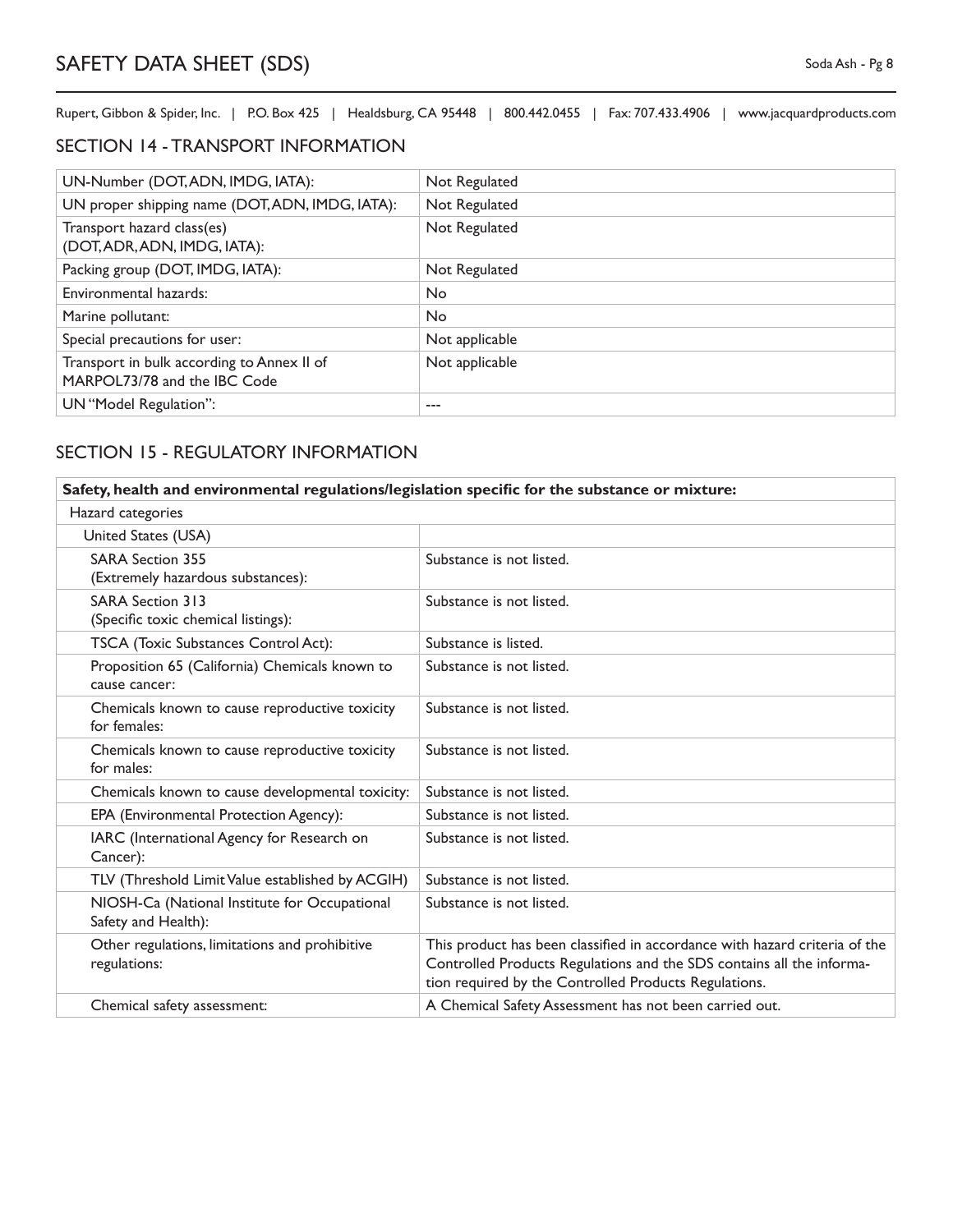## SECTION 14 - TRANSPORT INFORMATION

| | |
|---|---|
| UN-Number (DOT, ADN, IMDG, IATA): | Not Regulated |
| UN proper shipping name (DOT, ADN, IMDG, IATA): | Not Regulated |
| Transport hazard class(es) (DOT, ADR, ADN, IMDG, IATA): | Not Regulated |
| Packing group (DOT, IMDG, IATA): | Not Regulated |
| Environmental hazards: | No |
| Marine pollutant: | No |
| Special precautions for user: | Not applicable |
| Transport in bulk according to Annex II of MARPOL73/78 and the IBC Code | Not applicable |
| UN "Model Regulation": | --- |

## SECTION 15 - REGULATORY INFORMATION

| **Safety, health and environmental regulations/legislation specific for the substance or mixture:** | |
|---|---|
| Hazard categories | |
| United States (USA) | |
| SARA Section 355 (Extremely hazardous substances): | Substance is not listed. |
| SARA Section 313 (Specific toxic chemical listings): | Substance is not listed. |
| TSCA (Toxic Substances Control Act): | Substance is listed. |
| Proposition 65 (California) Chemicals known to cause cancer: | Substance is not listed. |
| Chemicals known to cause reproductive toxicity for females: | Substance is not listed. |
| Chemicals known to cause reproductive toxicity for males: | Substance is not listed. |
| Chemicals known to cause developmental toxicity: | Substance is not listed. |
| EPA (Environmental Protection Agency): | Substance is not listed. |
| IARC (International Agency for Research on Cancer): | Substance is not listed. |
| TLV (Threshold Limit Value established by ACGIH) | Substance is not listed. |
| NIOSH-Ca (National Institute for Occupational Safety and Health): | Substance is not listed. |
| Other regulations, limitations and prohibitive regulations: | This product has been classified in accordance with hazard criteria of the Controlled Products Regulations and the SDS contains all the information required by the Controlled Products Regulations. |
| Chemical safety assessment: | A Chemical Safety Assessment has not been carried out. |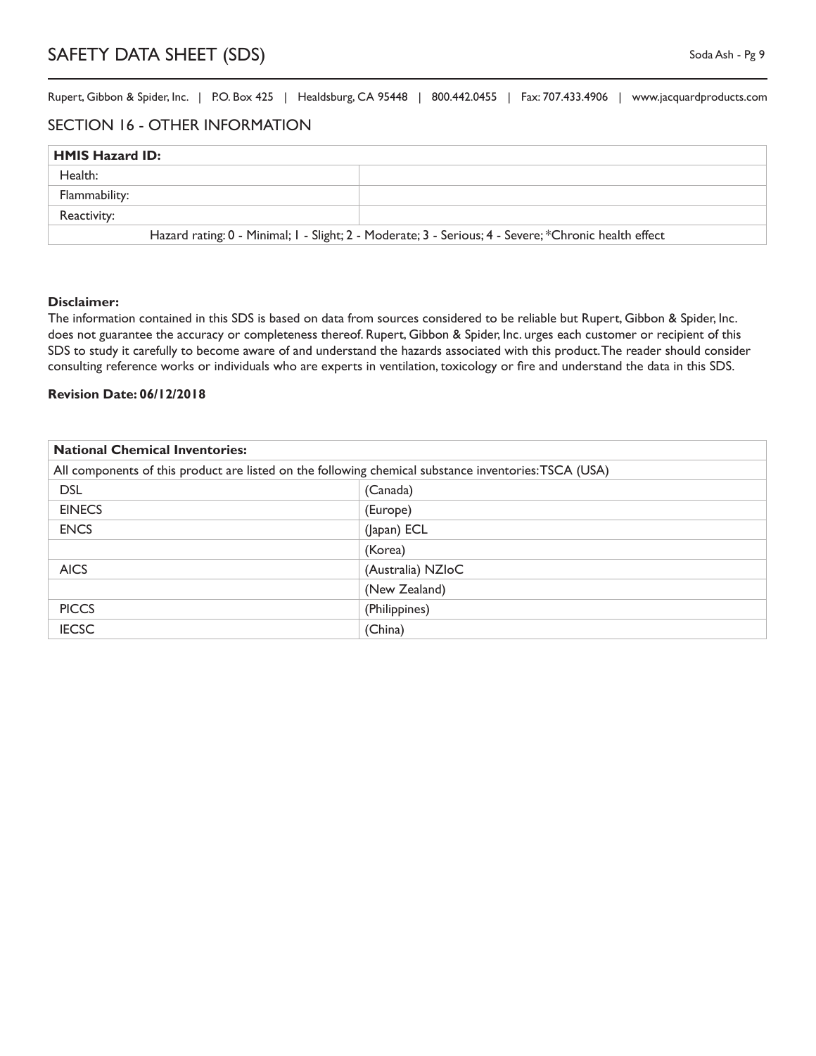## SECTION 16 - OTHER INFORMATION

| **HMIS Hazard ID:** | |
|---|---|
| Health: | |
| Flammability: | |
| Reactivity: | |
| Hazard rating: 0 - Minimal; 1 - Slight; 2 - Moderate; 3 - Serious; 4 - Severe; *Chronic health effect | |

**Disclaimer:**
The information contained in this SDS is based on data from sources considered to be reliable but Rupert, Gibbon & Spider, Inc. does not guarantee the accuracy or completeness thereof. Rupert, Gibbon & Spider, Inc. urges each customer or recipient of this SDS to study it carefully to become aware of and understand the hazards associated with this product. The reader should consider consulting reference works or individuals who are experts in ventilation, toxicology or fire and understand the data in this SDS.

**Revision Date: 06/12/2018**

| **National Chemical Inventories:** | |
|---|---|
| All components of this product are listed on the following chemical substance inventories: TSCA (USA) | |
| DSL | (Canada) |
| EINECS | (Europe) |
| ENCS | (Japan) ECL |
| | (Korea) |
| AICS | (Australia) NZIoC |
| | (New Zealand) |
| PICCS | (Philippines) |
| IECSC | (China) |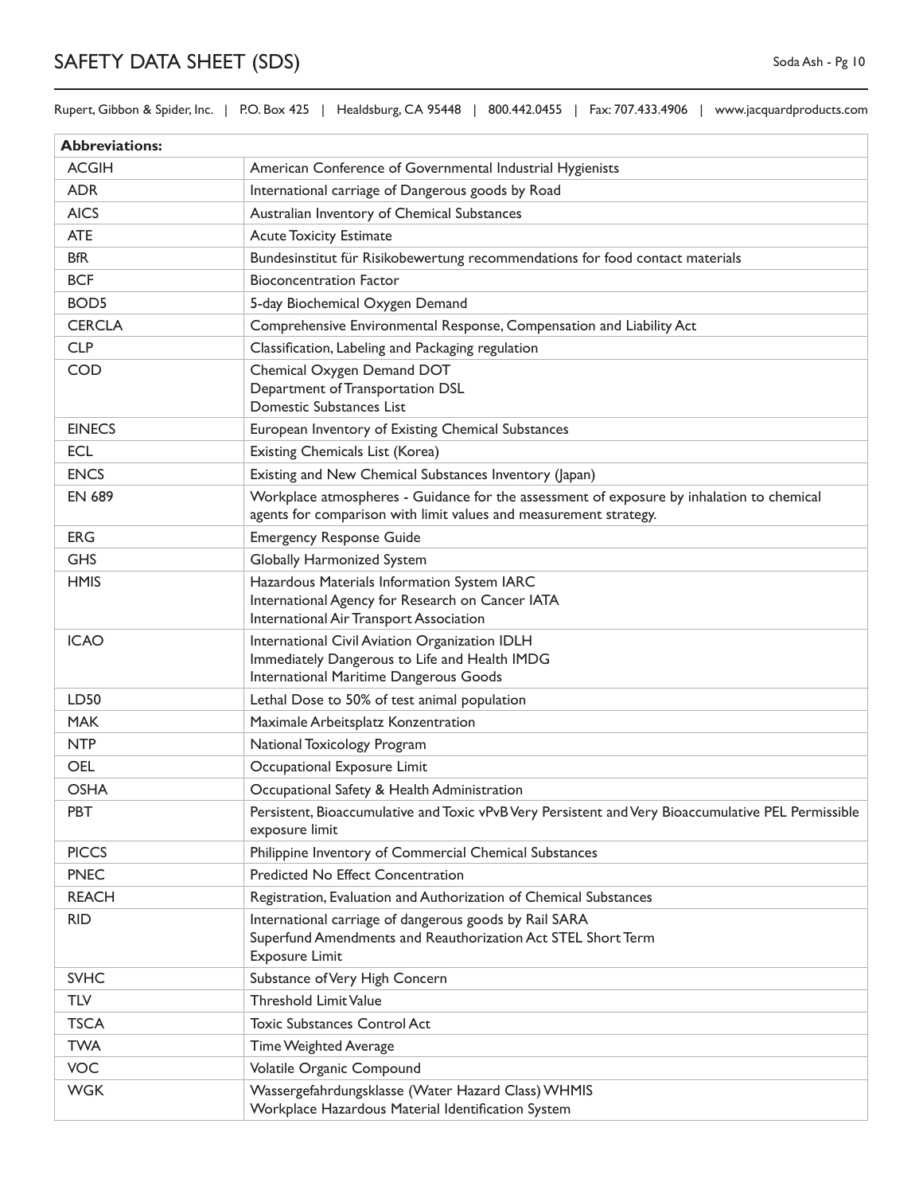Rupert, Gibbon & Spider, Inc. | P.O. Box 425 | Healdsburg, CA 95448 | 800.442.0455 | Fax: 707.433.4906 | www.jacquardproducts.com

| **Abbreviations:** | |
|---|---|
| ACGIH | American Conference of Governmental Industrial Hygienists |
| ADR | International carriage of Dangerous goods by Road |
| AICS | Australian Inventory of Chemical Substances |
| ATE | Acute Toxicity Estimate |
| BfR | Bundesinstitut für Risikobewertung recommendations for food contact materials |
| BCF | Bioconcentration Factor |
| BOD5 | 5-day Biochemical Oxygen Demand |
| CERCLA | Comprehensive Environmental Response, Compensation and Liability Act |
| CLP | Classification, Labeling and Packaging regulation |
| COD | Chemical Oxygen Demand DOT<br>Department of Transportation DSL<br>Domestic Substances List |
| EINECS | European Inventory of Existing Chemical Substances |
| ECL | Existing Chemicals List (Korea) |
| ENCS | Existing and New Chemical Substances Inventory (Japan) |
| EN 689 | Workplace atmospheres - Guidance for the assessment of exposure by inhalation to chemical agents for comparison with limit values and measurement strategy. |
| ERG | Emergency Response Guide |
| GHS | Globally Harmonized System |
| HMIS | Hazardous Materials Information System IARC<br>International Agency for Research on Cancer IATA<br>International Air Transport Association |
| ICAO | International Civil Aviation Organization IDLH<br>Immediately Dangerous to Life and Health IMDG<br>International Maritime Dangerous Goods |
| LD50 | Lethal Dose to 50% of test animal population |
| MAK | Maximale Arbeitsplatz Konzentration |
| NTP | National Toxicology Program |
| OEL | Occupational Exposure Limit |
| OSHA | Occupational Safety & Health Administration |
| PBT | Persistent, Bioaccumulative and Toxic vPvB Very Persistent and Very Bioaccumulative PEL Permissible exposure limit |
| PICCS | Philippine Inventory of Commercial Chemical Substances |
| PNEC | Predicted No Effect Concentration |
| REACH | Registration, Evaluation and Authorization of Chemical Substances |
| RID | International carriage of dangerous goods by Rail SARA<br>Superfund Amendments and Reauthorization Act STEL Short Term<br>Exposure Limit |
| SVHC | Substance of Very High Concern |
| TLV | Threshold Limit Value |
| TSCA | Toxic Substances Control Act |
| TWA | Time Weighted Average |
| VOC | Volatile Organic Compound |
| WGK | Wassergefahrdungsklasse (Water Hazard Class) WHMIS<br>Workplace Hazardous Material Identification System |